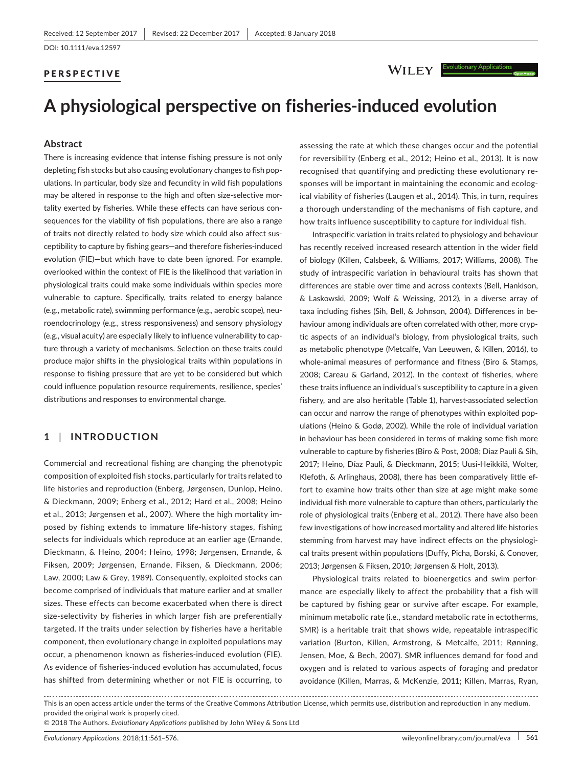Received: 12 September 2017 | Revised: 22 December 2017 | Accepted: 8 January 2018

DOI: 10.1111/eva.12597

**PERSPECTIVE**

# A physiological perspective on fisheries-induced evolution

## Abstract

There is increasing evidence that intense fishing pressure is not only depleting fish stocks but also causing evolutionary changes to fish populations. In particular, body size and fecundity in wild fish populations may be altered in response to the high and often size-selective mortality exerted by fisheries. While these effects can have serious consequences for the viability of fish populations, there are also a range of traits not directly related to body size which could also affect susceptibility to capture by fishing gears—and therefore fisheries-induced evolution (FIE)—but which have to date been ignored. For example, overlooked within the context of FIE is the likelihood that variation in physiological traits could make some individuals within species more vulnerable to capture. Specifically, traits related to energy balance (e.g., metabolic rate), swimming performance (e.g., aerobic scope), neuroendocrinology (e.g., stress responsiveness) and sensory physiology (e.g., visual acuity) are especially likely to influence vulnerability to capture through a variety of mechanisms. Selection on these traits could produce major shifts in the physiological traits within populations in response to fishing pressure that are yet to be considered but which could influence population resource requirements, resilience, species' distributions and responses to environmental change.

## 1 | INTRODUCTION

Commercial and recreational fishing are changing the phenotypic composition of exploited fish stocks, particularly for traits related to life histories and reproduction (Enberg, Jørgensen, Dunlop, Heino, & Dieckmann, 2009; Enberg et al., 2012; Hard et al., 2008; Heino et al., 2013; Jørgensen et al., 2007). Where the high mortality imposed by fishing extends to immature life-history stages, fishing selects for individuals which reproduce at an earlier age (Ernande, Dieckmann, & Heino, 2004; Heino, 1998; Jørgensen, Ernande, & Fiksen, 2009; Jørgensen, Ernande, Fiksen, & Dieckmann, 2006; Law, 2000; Law & Grey, 1989). Consequently, exploited stocks can become comprised of individuals that mature earlier and at smaller sizes. These effects can become exacerbated when there is direct size-selectivity by fisheries in which larger fish are preferentially targeted. If the traits under selection by fisheries have a heritable component, then evolutionary change in exploited populations may occur, a phenomenon known as fisheries-induced evolution (FIE). As evidence of fisheries-induced evolution has accumulated, focus has shifted from determining whether or not FIE is occurring, to assessing the rate at which these changes occur and the potential for reversibility (Enberg et al., 2012; Heino et al., 2013). It is now recognised that quantifying and predicting these evolutionary responses will be important in maintaining the economic and ecological viability of fisheries (Laugen et al., 2014). This, in turn, requires a thorough understanding of the mechanisms of fish capture, and how traits influence susceptibility to capture for individual fish.

Intraspecific variation in traits related to physiology and behaviour has recently received increased research attention in the wider field of biology (Killen, Calsbeek, & Williams, 2017; Williams, 2008). The study of intraspecific variation in behavioural traits has shown that differences are stable over time and across contexts (Bell, Hankison, & Laskowski, 2009; Wolf & Weissing, 2012), in a diverse array of taxa including fishes (Sih, Bell, & Johnson, 2004). Differences in behaviour among individuals are often correlated with other, more cryptic aspects of an individual's biology, from physiological traits, such as metabolic phenotype (Metcalfe, Van Leeuwen, & Killen, 2016), to whole-animal measures of performance and fitness (Biro & Stamps, 2008; Careau & Garland, 2012). In the context of fisheries, where these traits influence an individual's susceptibility to capture in a given fishery, and are also heritable (Table 1), harvest-associated selection can occur and narrow the range of phenotypes within exploited populations (Heino & Godø, 2002). While the role of individual variation in behaviour has been considered in terms of making some fish more vulnerable to capture by fisheries (Biro & Post, 2008; Diaz Pauli & Sih, 2017; Heino, Díaz Pauli, & Dieckmann, 2015; Uusi-Heikkilä, Wolter, Klefoth, & Arlinghaus, 2008), there has been comparatively little effort to examine how traits other than size at age might make some individual fish more vulnerable to capture than others, particularly the role of physiological traits (Enberg et al., 2012). There have also been few investigations of how increased mortality and altered life histories stemming from harvest may have indirect effects on the physiological traits present within populations (Duffy, Picha, Borski, & Conover, 2013; Jørgensen & Fiksen, 2010; Jørgensen & Holt, 2013).

Physiological traits related to bioenergetics and swim performance are especially likely to affect the probability that a fish will be captured by fishing gear or survive after escape. For example, minimum metabolic rate (i.e., standard metabolic rate in ectotherms, SMR) is a heritable trait that shows wide, repeatable intraspecific variation (Burton, Killen, Armstrong, & Metcalfe, 2011; Rønning, Jensen, Moe, & Bech, 2007). SMR influences demand for food and oxygen and is related to various aspects of foraging and predator avoidance (Killen, Marras, & McKenzie, 2011; Killen, Marras, Ryan,

This is an open access article under the terms of the Creative Commons Attribution License, which permits use, distribution and reproduction in any medium, provided the original work is properly cited.

© 2018 The Authors. *Evolutionary Applications* published by John Wiley & Sons Ltd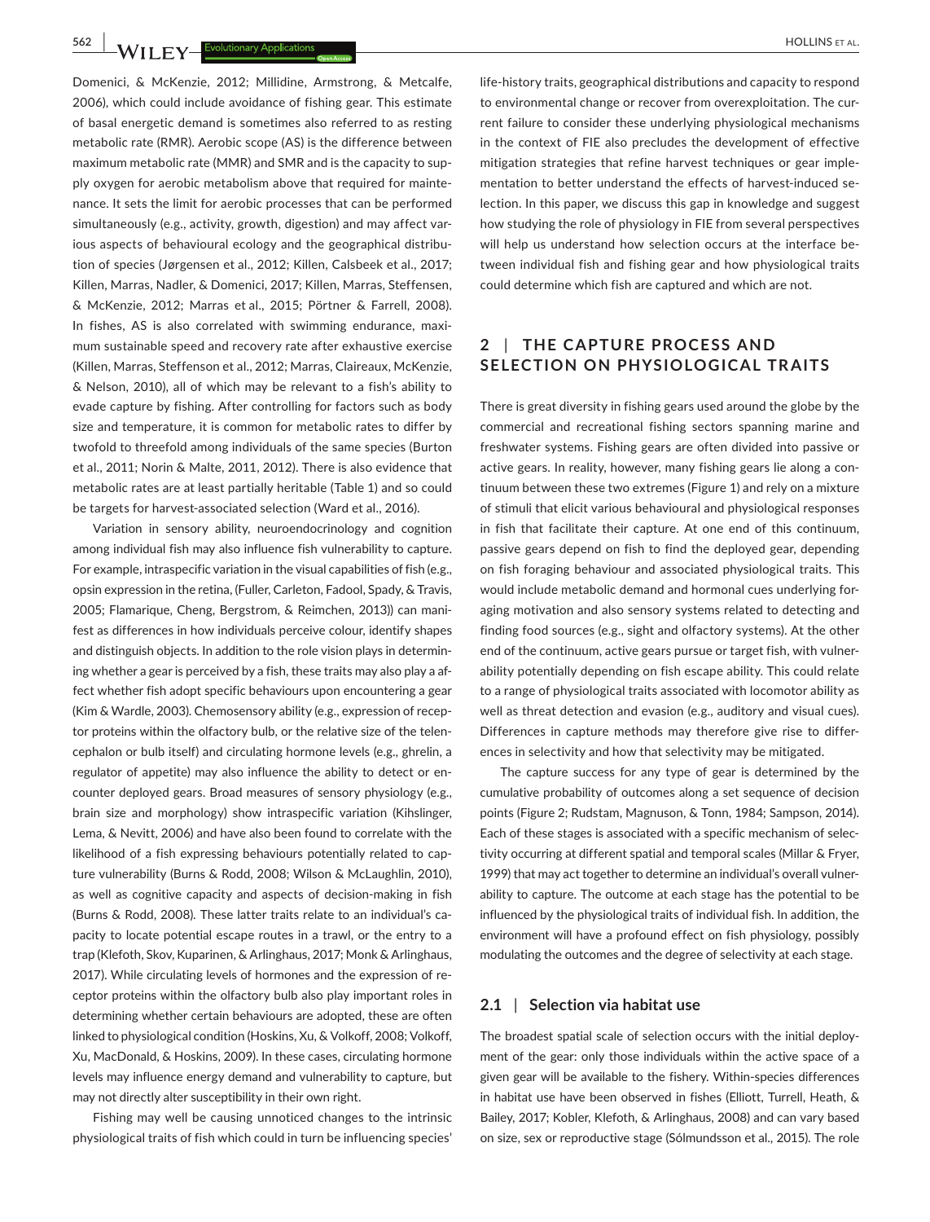Domenici, & McKenzie, 2012; Millidine, Armstrong, & Metcalfe, 2006), which could include avoidance of fishing gear. This estimate of basal energetic demand is sometimes also referred to as resting metabolic rate (RMR). Aerobic scope (AS) is the difference between maximum metabolic rate (MMR) and SMR and is the capacity to supply oxygen for aerobic metabolism above that required for maintenance. It sets the limit for aerobic processes that can be performed simultaneously (e.g., activity, growth, digestion) and may affect various aspects of behavioural ecology and the geographical distribution of species (Jørgensen et al., 2012; Killen, Calsbeek et al., 2017; Killen, Marras, Nadler, & Domenici, 2017; Killen, Marras, Steffensen, & McKenzie, 2012; Marras et al., 2015; Pörtner & Farrell, 2008). In fishes, AS is also correlated with swimming endurance, maximum sustainable speed and recovery rate after exhaustive exercise (Killen, Marras, Steffenson et al., 2012; Marras, Claireaux, McKenzie, & Nelson, 2010), all of which may be relevant to a fish's ability to evade capture by fishing. After controlling for factors such as body size and temperature, it is common for metabolic rates to differ by twofold to threefold among individuals of the same species (Burton et al., 2011; Norin & Malte, 2011, 2012). There is also evidence that metabolic rates are at least partially heritable (Table 1) and so could be targets for harvest-associated selection (Ward et al., 2016).

Variation in sensory ability, neuroendocrinology and cognition among individual fish may also influence fish vulnerability to capture. For example, intraspecific variation in the visual capabilities of fish (e.g., opsin expression in the retina, (Fuller, Carleton, Fadool, Spady, & Travis, 2005; Flamarique, Cheng, Bergstrom, & Reimchen, 2013)) can manifest as differences in how individuals perceive colour, identify shapes and distinguish objects. In addition to the role vision plays in determining whether a gear is perceived by a fish, these traits may also play a affect whether fish adopt specific behaviours upon encountering a gear (Kim & Wardle, 2003). Chemosensory ability (e.g., expression of receptor proteins within the olfactory bulb, or the relative size of the telencephalon or bulb itself) and circulating hormone levels (e.g., ghrelin, a regulator of appetite) may also influence the ability to detect or encounter deployed gears. Broad measures of sensory physiology (e.g., brain size and morphology) show intraspecific variation (Kihslinger, Lema, & Nevitt, 2006) and have also been found to correlate with the likelihood of a fish expressing behaviours potentially related to capture vulnerability (Burns & Rodd, 2008; Wilson & McLaughlin, 2010), as well as cognitive capacity and aspects of decision-making in fish (Burns & Rodd, 2008). These latter traits relate to an individual's capacity to locate potential escape routes in a trawl, or the entry to a trap (Klefoth, Skov, Kuparinen, & Arlinghaus, 2017; Monk & Arlinghaus, 2017). While circulating levels of hormones and the expression of receptor proteins within the olfactory bulb also play important roles in determining whether certain behaviours are adopted, these are often linked to physiological condition (Hoskins, Xu, & Volkoff, 2008; Volkoff, Xu, MacDonald, & Hoskins, 2009). In these cases, circulating hormone levels may influence energy demand and vulnerability to capture, but may not directly alter susceptibility in their own right.

Fishing may well be causing unnoticed changes to the intrinsic physiological traits of fish which could in turn be influencing species' life-history traits, geographical distributions and capacity to respond to environmental change or recover from overexploitation. The current failure to consider these underlying physiological mechanisms in the context of FIE also precludes the development of effective mitigation strategies that refine harvest techniques or gear implementation to better understand the effects of harvest-induced selection. In this paper, we discuss this gap in knowledge and suggest how studying the role of physiology in FIE from several perspectives will help us understand how selection occurs at the interface between individual fish and fishing gear and how physiological traits could determine which fish are captured and which are not.

## 2 | THE CAPTURE PROCESS AND SELECTION ON PHYSIOLOGICAL TRAITS

There is great diversity in fishing gears used around the globe by the commercial and recreational fishing sectors spanning marine and freshwater systems. Fishing gears are often divided into passive or active gears. In reality, however, many fishing gears lie along a continuum between these two extremes (Figure 1) and rely on a mixture of stimuli that elicit various behavioural and physiological responses in fish that facilitate their capture. At one end of this continuum, passive gears depend on fish to find the deployed gear, depending on fish foraging behaviour and associated physiological traits. This would include metabolic demand and hormonal cues underlying foraging motivation and also sensory systems related to detecting and finding food sources (e.g., sight and olfactory systems). At the other end of the continuum, active gears pursue or target fish, with vulnerability potentially depending on fish escape ability. This could relate to a range of physiological traits associated with locomotor ability as well as threat detection and evasion (e.g., auditory and visual cues). Differences in capture methods may therefore give rise to differences in selectivity and how that selectivity may be mitigated.

The capture success for any type of gear is determined by the cumulative probability of outcomes along a set sequence of decision points (Figure 2; Rudstam, Magnuson, & Tonn, 1984; Sampson, 2014). Each of these stages is associated with a specific mechanism of selectivity occurring at different spatial and temporal scales (Millar & Fryer, 1999) that may act together to determine an individual's overall vulnerability to capture. The outcome at each stage has the potential to be influenced by the physiological traits of individual fish. In addition, the environment will have a profound effect on fish physiology, possibly modulating the outcomes and the degree of selectivity at each stage.

### 2.1 | Selection via habitat use

The broadest spatial scale of selection occurs with the initial deployment of the gear: only those individuals within the active space of a given gear will be available to the fishery. Within-species differences in habitat use have been observed in fishes (Elliott, Turrell, Heath, & Bailey, 2017; Kobler, Klefoth, & Arlinghaus, 2008) and can vary based on size, sex or reproductive stage (Sólmundsson et al., 2015). The role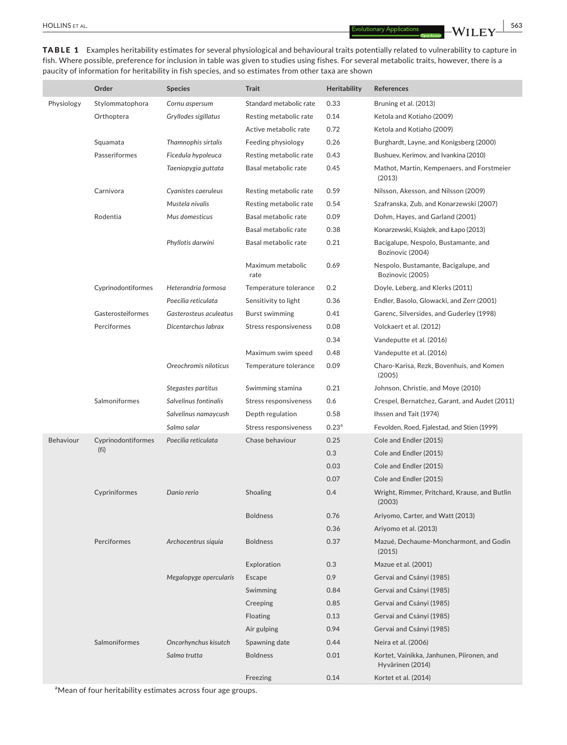**TABLE 1** Examples heritability estimates for several physiological and behavioural traits potentially related to vulnerability to capture in fish. Where possible, preference for inclusion in table was given to studies using fishes. For several metabolic traits, however, there is a paucity of information for heritability in fish species, and so estimates from other taxa are shown

| | Order | Species | Trait | Heritability | References |
|---|---|---|---|---|---|
| Physiology | Stylommatophora | *Cornu aspersum* | Standard metabolic rate | 0.33 | Bruning et al. (2013) |
| | Orthoptera | *Gryllodes sigillatus* | Resting metabolic rate | 0.14 | Ketola and Kotiaho (2009) |
| | | | Active metabolic rate | 0.72 | Ketola and Kotiaho (2009) |
| | Squamata | *Thamnophis sirtalis* | Feeding physiology | 0.26 | Burghardt, Layne, and Konigsberg (2000) |
| | Passeriformes | *Ficedula hypoleuca* | Resting metabolic rate | 0.43 | Bushuev, Kerimov, and Ivankina (2010) |
| | | *Taeniopygia guttata* | Basal metabolic rate | 0.45 | Mathot, Martin, Kempenaers, and Forstmeier (2013) |
| | Carnivora | *Cyanistes caeruleus* | Resting metabolic rate | 0.59 | Nilsson, Akesson, and Nilsson (2009) |
| | | *Mustela nivalis* | Resting metabolic rate | 0.54 | Szafranska, Zub, and Konarzewski (2007) |
| | Rodentia | *Mus domesticus* | Basal metabolic rate | 0.09 | Dohm, Hayes, and Garland (2001) |
| | | | Basal metabolic rate | 0.38 | Konarzewski, Książek, and Łapo (2013) |
| | | *Phyllotis darwini* | Basal metabolic rate | 0.21 | Bacigalupe, Nespolo, Bustamante, and Bozinovic (2004) |
| | | | Maximum metabolic rate | 0.69 | Nespolo, Bustamante, Bacigalupe, and Bozinovic (2005) |
| | Cyprinodontiformes | *Heterandria formosa* | Temperature tolerance | 0.2 | Doyle, Leberg, and Klerks (2011) |
| | | *Poecilia reticulata* | Sensitivity to light | 0.36 | Endler, Basolo, Glowacki, and Zerr (2001) |
| | Gasterosteiformes | *Gasterosteus aculeatus* | Burst swimming | 0.41 | Garenc, Silversides, and Guderley (1998) |
| | Perciformes | *Dicentarchus labrax* | Stress responsiveness | 0.08 | Volckaert et al. (2012) |
| | | | | 0.34 | Vandeputte et al. (2016) |
| | | | Maximum swim speed | 0.48 | Vandeputte et al. (2016) |
| | | *Oreochromis niloticus* | Temperature tolerance | 0.09 | Charo-Karisa, Rezk, Bovenhuis, and Komen (2005) |
| | | *Stegastes partitus* | Swimming stamina | 0.21 | Johnson, Christie, and Moye (2010) |
| | Salmoniformes | *Salvelinus fontinalis* | Stress responsiveness | 0.6 | Crespel, Bernatchez, Garant, and Audet (2011) |
| | | *Salvelinus namaycush* | Depth regulation | 0.58 | Ihssen and Tait (1974) |
| | | *Salmo salar* | Stress responsiveness | 0.23[a] | Fevolden, Roed, Fjalestad, and Stien (1999) |
| Behaviour | Cyprinodontiformes (fi) | *Poecilia reticulata* | Chase behaviour | 0.25 | Cole and Endler (2015) |
| | | | | 0.3 | Cole and Endler (2015) |
| | | | | 0.03 | Cole and Endler (2015) |
| | | | | 0.07 | Cole and Endler (2015) |
| | Cypriniformes | *Danio rerio* | Shoaling | 0.4 | Wright, Rimmer, Pritchard, Krause, and Butlin (2003) |
| | | | Boldness | 0.76 | Ariyomo, Carter, and Watt (2013) |
| | | | | 0.36 | Ariyomo et al. (2013) |
| | Perciformes | *Archocentrus siquia* | Boldness | 0.37 | Mazué, Dechaume-Moncharmont, and Godin (2015) |
| | | | Exploration | 0.3 | Mazue et al. (2001) |
| | | *Megalopyge opercularis* | Escape | 0.9 | Gervai and Csányi (1985) |
| | | | Swimming | 0.84 | Gervai and Csányi (1985) |
| | | | Creeping | 0.85 | Gervai and Csányi (1985) |
| | | | Floating | 0.13 | Gervai and Csányi (1985) |
| | | | Air gulping | 0.94 | Gervai and Csányi (1985) |
| | Salmoniformes | *Oncorhynchus kisutch* | Spawning date | 0.44 | Neira et al. (2006) |
| | | *Salmo trutta* | Boldness | 0.01 | Kortet, Vainikka, Janhunen, Piironen, and Hyvärinen (2014) |
| | | | Freezing | 0.14 | Kortet et al. (2014) |

[a]Mean of four heritability estimates across four age groups.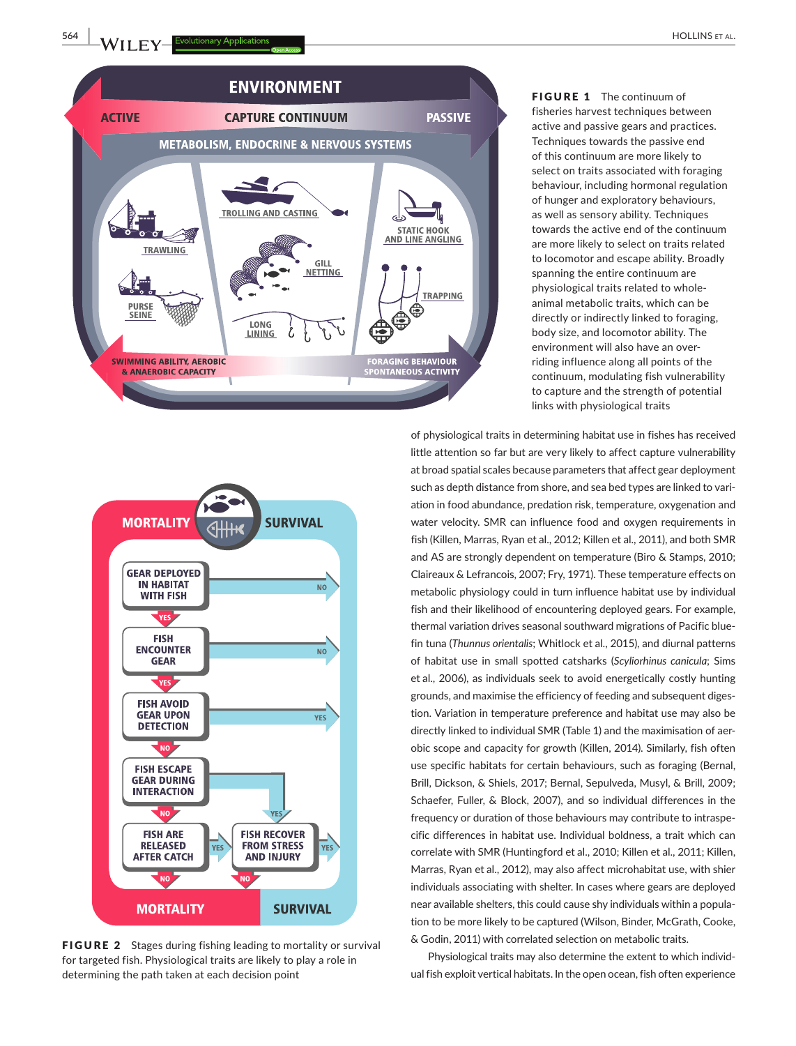**FIGURE 1** The continuum of fisheries harvest techniques between active and passive gears and practices. Techniques towards the passive end of this continuum are more likely to select on traits associated with foraging behaviour, including hormonal regulation of hunger and exploratory behaviours, as well as sensory ability. Techniques towards the active end of the continuum are more likely to select on traits related to locomotor and escape ability. Broadly spanning the entire continuum are physiological traits related to whole-animal metabolic traits, which can be directly or indirectly linked to foraging, body size, and locomotor ability. The environment will also have an over-riding influence along all points of the continuum, modulating fish vulnerability to capture and the strength of potential links with physiological traits

**FIGURE 2** Stages during fishing leading to mortality or survival for targeted fish. Physiological traits are likely to play a role in determining the path taken at each decision point

of physiological traits in determining habitat use in fishes has received little attention so far but are very likely to affect capture vulnerability at broad spatial scales because parameters that affect gear deployment such as depth distance from shore, and sea bed types are linked to variation in food abundance, predation risk, temperature, oxygenation and water velocity. SMR can influence food and oxygen requirements in fish (Killen, Marras, Ryan et al., 2012; Killen et al., 2011), and both SMR and AS are strongly dependent on temperature (Biro & Stamps, 2010; Claireaux & Lefrancois, 2007; Fry, 1971). These temperature effects on metabolic physiology could in turn influence habitat use by individual fish and their likelihood of encountering deployed gears. For example, thermal variation drives seasonal southward migrations of Pacific bluefin tuna (*Thunnus orientalis*; Whitlock et al., 2015), and diurnal patterns of habitat use in small spotted catsharks (*Scyliorhinus canicula*; Sims et al., 2006), as individuals seek to avoid energetically costly hunting grounds, and maximise the efficiency of feeding and subsequent digestion. Variation in temperature preference and habitat use may also be directly linked to individual SMR (Table 1) and the maximisation of aerobic scope and capacity for growth (Killen, 2014). Similarly, fish often use specific habitats for certain behaviours, such as foraging (Bernal, Brill, Dickson, & Shiels, 2017; Bernal, Sepulveda, Musyl, & Brill, 2009; Schaefer, Fuller, & Block, 2007), and so individual differences in the frequency or duration of those behaviours may contribute to intraspecific differences in habitat use. Individual boldness, a trait which can correlate with SMR (Huntingford et al., 2010; Killen et al., 2011; Killen, Marras, Ryan et al., 2012), may also affect microhabitat use, with shier individuals associating with shelter. In cases where gears are deployed near available shelters, this could cause shy individuals within a population to be more likely to be captured (Wilson, Binder, McGrath, Cooke, & Godin, 2011) with correlated selection on metabolic traits.

Physiological traits may also determine the extent to which individual fish exploit vertical habitats. In the open ocean, fish often experience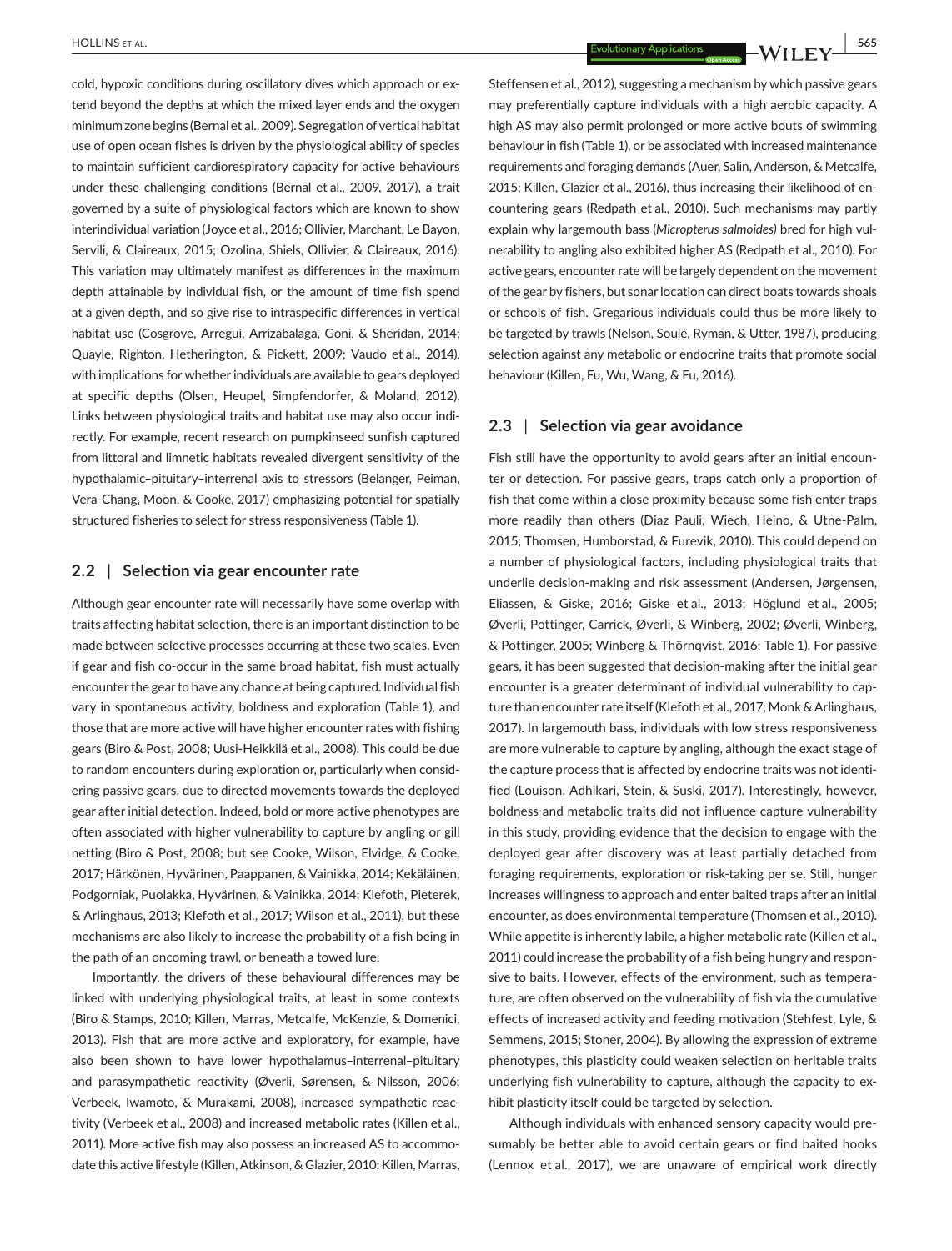cold, hypoxic conditions during oscillatory dives which approach or extend beyond the depths at which the mixed layer ends and the oxygen minimum zone begins (Bernal et al., 2009). Segregation of vertical habitat use of open ocean fishes is driven by the physiological ability of species to maintain sufficient cardiorespiratory capacity for active behaviours under these challenging conditions (Bernal et al., 2009, 2017), a trait governed by a suite of physiological factors which are known to show interindividual variation (Joyce et al., 2016; Ollivier, Marchant, Le Bayon, Servili, & Claireaux, 2015; Ozolina, Shiels, Ollivier, & Claireaux, 2016). This variation may ultimately manifest as differences in the maximum depth attainable by individual fish, or the amount of time fish spend at a given depth, and so give rise to intraspecific differences in vertical habitat use (Cosgrove, Arregui, Arrizabalaga, Goni, & Sheridan, 2014; Quayle, Righton, Hetherington, & Pickett, 2009; Vaudo et al., 2014), with implications for whether individuals are available to gears deployed at specific depths (Olsen, Heupel, Simpfendorfer, & Moland, 2012). Links between physiological traits and habitat use may also occur indirectly. For example, recent research on pumpkinseed sunfish captured from littoral and limnetic habitats revealed divergent sensitivity of the hypothalamic–pituitary–interrenal axis to stressors (Belanger, Peiman, Vera-Chang, Moon, & Cooke, 2017) emphasizing potential for spatially structured fisheries to select for stress responsiveness (Table 1).

## 2.2 | Selection via gear encounter rate

Although gear encounter rate will necessarily have some overlap with traits affecting habitat selection, there is an important distinction to be made between selective processes occurring at these two scales. Even if gear and fish co-occur in the same broad habitat, fish must actually encounter the gear to have any chance at being captured. Individual fish vary in spontaneous activity, boldness and exploration (Table 1), and those that are more active will have higher encounter rates with fishing gears (Biro & Post, 2008; Uusi-Heikkilä et al., 2008). This could be due to random encounters during exploration or, particularly when considering passive gears, due to directed movements towards the deployed gear after initial detection. Indeed, bold or more active phenotypes are often associated with higher vulnerability to capture by angling or gill netting (Biro & Post, 2008; but see Cooke, Wilson, Elvidge, & Cooke, 2017; Härkönen, Hyvärinen, Paappanen, & Vainikka, 2014; Kekäläinen, Podgorniak, Puolakka, Hyvärinen, & Vainikka, 2014; Klefoth, Pieterek, & Arlinghaus, 2013; Klefoth et al., 2017; Wilson et al., 2011), but these mechanisms are also likely to increase the probability of a fish being in the path of an oncoming trawl, or beneath a towed lure.

Importantly, the drivers of these behavioural differences may be linked with underlying physiological traits, at least in some contexts (Biro & Stamps, 2010; Killen, Marras, Metcalfe, McKenzie, & Domenici, 2013). Fish that are more active and exploratory, for example, have also been shown to have lower hypothalamus–interrenal–pituitary and parasympathetic reactivity (Øverli, Sørensen, & Nilsson, 2006; Verbeek, Iwamoto, & Murakami, 2008), increased sympathetic reactivity (Verbeek et al., 2008) and increased metabolic rates (Killen et al., 2011). More active fish may also possess an increased AS to accommodate this active lifestyle (Killen, Atkinson, & Glazier, 2010; Killen, Marras, Steffensen et al., 2012), suggesting a mechanism by which passive gears may preferentially capture individuals with a high aerobic capacity. A high AS may also permit prolonged or more active bouts of swimming behaviour in fish (Table 1), or be associated with increased maintenance requirements and foraging demands (Auer, Salin, Anderson, & Metcalfe, 2015; Killen, Glazier et al., 2016), thus increasing their likelihood of encountering gears (Redpath et al., 2010). Such mechanisms may partly explain why largemouth bass (*Micropterus salmoides)* bred for high vulnerability to angling also exhibited higher AS (Redpath et al., 2010). For active gears, encounter rate will be largely dependent on the movement of the gear by fishers, but sonar location can direct boats towards shoals or schools of fish. Gregarious individuals could thus be more likely to be targeted by trawls (Nelson, Soulé, Ryman, & Utter, 1987), producing selection against any metabolic or endocrine traits that promote social behaviour (Killen, Fu, Wu, Wang, & Fu, 2016).

## 2.3 | Selection via gear avoidance

Fish still have the opportunity to avoid gears after an initial encounter or detection. For passive gears, traps catch only a proportion of fish that come within a close proximity because some fish enter traps more readily than others (Diaz Pauli, Wiech, Heino, & Utne-Palm, 2015; Thomsen, Humborstad, & Furevik, 2010). This could depend on a number of physiological factors, including physiological traits that underlie decision-making and risk assessment (Andersen, Jørgensen, Eliassen, & Giske, 2016; Giske et al., 2013; Höglund et al., 2005; Øverli, Pottinger, Carrick, Øverli, & Winberg, 2002; Øverli, Winberg, & Pottinger, 2005; Winberg & Thörnqvist, 2016; Table 1). For passive gears, it has been suggested that decision-making after the initial gear encounter is a greater determinant of individual vulnerability to capture than encounter rate itself (Klefoth et al., 2017; Monk & Arlinghaus, 2017). In largemouth bass, individuals with low stress responsiveness are more vulnerable to capture by angling, although the exact stage of the capture process that is affected by endocrine traits was not identified (Louison, Adhikari, Stein, & Suski, 2017). Interestingly, however, boldness and metabolic traits did not influence capture vulnerability in this study, providing evidence that the decision to engage with the deployed gear after discovery was at least partially detached from foraging requirements, exploration or risk-taking per se. Still, hunger increases willingness to approach and enter baited traps after an initial encounter, as does environmental temperature (Thomsen et al., 2010). While appetite is inherently labile, a higher metabolic rate (Killen et al., 2011) could increase the probability of a fish being hungry and responsive to baits. However, effects of the environment, such as temperature, are often observed on the vulnerability of fish via the cumulative effects of increased activity and feeding motivation (Stehfest, Lyle, & Semmens, 2015; Stoner, 2004). By allowing the expression of extreme phenotypes, this plasticity could weaken selection on heritable traits underlying fish vulnerability to capture, although the capacity to exhibit plasticity itself could be targeted by selection.

Although individuals with enhanced sensory capacity would presumably be better able to avoid certain gears or find baited hooks (Lennox et al., 2017), we are unaware of empirical work directly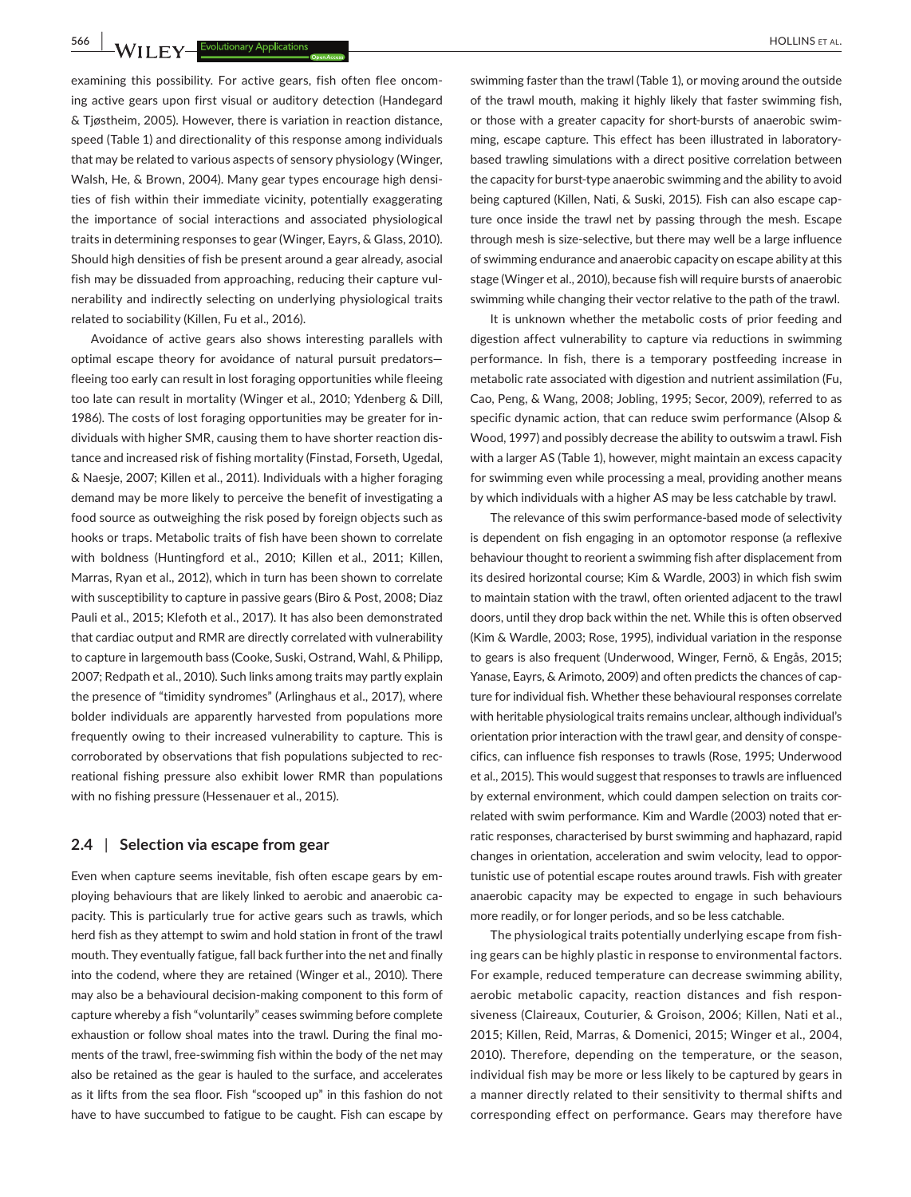examining this possibility. For active gears, fish often flee oncoming active gears upon first visual or auditory detection (Handegard & Tjøstheim, 2005). However, there is variation in reaction distance, speed (Table 1) and directionality of this response among individuals that may be related to various aspects of sensory physiology (Winger, Walsh, He, & Brown, 2004). Many gear types encourage high densities of fish within their immediate vicinity, potentially exaggerating the importance of social interactions and associated physiological traits in determining responses to gear (Winger, Eayrs, & Glass, 2010). Should high densities of fish be present around a gear already, asocial fish may be dissuaded from approaching, reducing their capture vulnerability and indirectly selecting on underlying physiological traits related to sociability (Killen, Fu et al., 2016).

Avoidance of active gears also shows interesting parallels with optimal escape theory for avoidance of natural pursuit predators—fleeing too early can result in lost foraging opportunities while fleeing too late can result in mortality (Winger et al., 2010; Ydenberg & Dill, 1986). The costs of lost foraging opportunities may be greater for individuals with higher SMR, causing them to have shorter reaction distance and increased risk of fishing mortality (Finstad, Forseth, Ugedal, & Naesje, 2007; Killen et al., 2011). Individuals with a higher foraging demand may be more likely to perceive the benefit of investigating a food source as outweighing the risk posed by foreign objects such as hooks or traps. Metabolic traits of fish have been shown to correlate with boldness (Huntingford et al., 2010; Killen et al., 2011; Killen, Marras, Ryan et al., 2012), which in turn has been shown to correlate with susceptibility to capture in passive gears (Biro & Post, 2008; Diaz Pauli et al., 2015; Klefoth et al., 2017). It has also been demonstrated that cardiac output and RMR are directly correlated with vulnerability to capture in largemouth bass (Cooke, Suski, Ostrand, Wahl, & Philipp, 2007; Redpath et al., 2010). Such links among traits may partly explain the presence of "timidity syndromes" (Arlinghaus et al., 2017), where bolder individuals are apparently harvested from populations more frequently owing to their increased vulnerability to capture. This is corroborated by observations that fish populations subjected to recreational fishing pressure also exhibit lower RMR than populations with no fishing pressure (Hessenauer et al., 2015).

## 2.4 | Selection via escape from gear

Even when capture seems inevitable, fish often escape gears by employing behaviours that are likely linked to aerobic and anaerobic capacity. This is particularly true for active gears such as trawls, which herd fish as they attempt to swim and hold station in front of the trawl mouth. They eventually fatigue, fall back further into the net and finally into the codend, where they are retained (Winger et al., 2010). There may also be a behavioural decision-making component to this form of capture whereby a fish "voluntarily" ceases swimming before complete exhaustion or follow shoal mates into the trawl. During the final moments of the trawl, free-swimming fish within the body of the net may also be retained as the gear is hauled to the surface, and accelerates as it lifts from the sea floor. Fish "scooped up" in this fashion do not have to have succumbed to fatigue to be caught. Fish can escape by swimming faster than the trawl (Table 1), or moving around the outside of the trawl mouth, making it highly likely that faster swimming fish, or those with a greater capacity for short-bursts of anaerobic swimming, escape capture. This effect has been illustrated in laboratory-based trawling simulations with a direct positive correlation between the capacity for burst-type anaerobic swimming and the ability to avoid being captured (Killen, Nati, & Suski, 2015). Fish can also escape capture once inside the trawl net by passing through the mesh. Escape through mesh is size-selective, but there may well be a large influence of swimming endurance and anaerobic capacity on escape ability at this stage (Winger et al., 2010), because fish will require bursts of anaerobic swimming while changing their vector relative to the path of the trawl.

It is unknown whether the metabolic costs of prior feeding and digestion affect vulnerability to capture via reductions in swimming performance. In fish, there is a temporary postfeeding increase in metabolic rate associated with digestion and nutrient assimilation (Fu, Cao, Peng, & Wang, 2008; Jobling, 1995; Secor, 2009), referred to as specific dynamic action, that can reduce swim performance (Alsop & Wood, 1997) and possibly decrease the ability to outswim a trawl. Fish with a larger AS (Table 1), however, might maintain an excess capacity for swimming even while processing a meal, providing another means by which individuals with a higher AS may be less catchable by trawl.

The relevance of this swim performance-based mode of selectivity is dependent on fish engaging in an optomotor response (a reflexive behaviour thought to reorient a swimming fish after displacement from its desired horizontal course; Kim & Wardle, 2003) in which fish swim to maintain station with the trawl, often oriented adjacent to the trawl doors, until they drop back within the net. While this is often observed (Kim & Wardle, 2003; Rose, 1995), individual variation in the response to gears is also frequent (Underwood, Winger, Fernö, & Engås, 2015; Yanase, Eayrs, & Arimoto, 2009) and often predicts the chances of capture for individual fish. Whether these behavioural responses correlate with heritable physiological traits remains unclear, although individual's orientation prior interaction with the trawl gear, and density of conspecifics, can influence fish responses to trawls (Rose, 1995; Underwood et al., 2015). This would suggest that responses to trawls are influenced by external environment, which could dampen selection on traits correlated with swim performance. Kim and Wardle (2003) noted that erratic responses, characterised by burst swimming and haphazard, rapid changes in orientation, acceleration and swim velocity, lead to opportunistic use of potential escape routes around trawls. Fish with greater anaerobic capacity may be expected to engage in such behaviours more readily, or for longer periods, and so be less catchable.

The physiological traits potentially underlying escape from fishing gears can be highly plastic in response to environmental factors. For example, reduced temperature can decrease swimming ability, aerobic metabolic capacity, reaction distances and fish responsiveness (Claireaux, Couturier, & Groison, 2006; Killen, Nati et al., 2015; Killen, Reid, Marras, & Domenici, 2015; Winger et al., 2004, 2010). Therefore, depending on the temperature, or the season, individual fish may be more or less likely to be captured by gears in a manner directly related to their sensitivity to thermal shifts and corresponding effect on performance. Gears may therefore have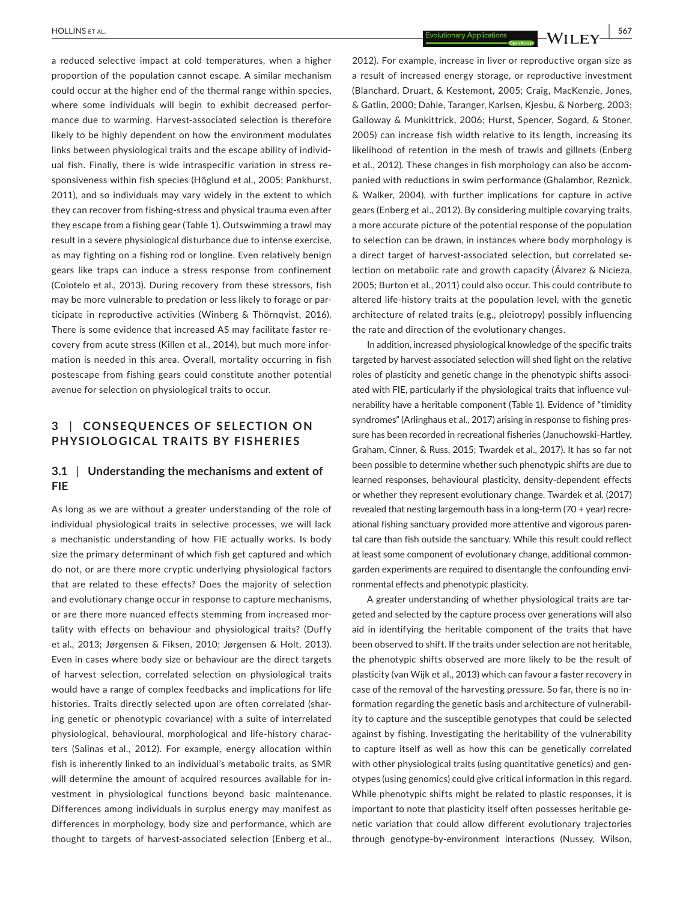a reduced selective impact at cold temperatures, when a higher proportion of the population cannot escape. A similar mechanism could occur at the higher end of the thermal range within species, where some individuals will begin to exhibit decreased performance due to warming. Harvest-associated selection is therefore likely to be highly dependent on how the environment modulates links between physiological traits and the escape ability of individual fish. Finally, there is wide intraspecific variation in stress responsiveness within fish species (Höglund et al., 2005; Pankhurst, 2011), and so individuals may vary widely in the extent to which they can recover from fishing-stress and physical trauma even after they escape from a fishing gear (Table 1). Outswimming a trawl may result in a severe physiological disturbance due to intense exercise, as may fighting on a fishing rod or longline. Even relatively benign gears like traps can induce a stress response from confinement (Colotelo et al., 2013). During recovery from these stressors, fish may be more vulnerable to predation or less likely to forage or participate in reproductive activities (Winberg & Thörnqvist, 2016). There is some evidence that increased AS may facilitate faster recovery from acute stress (Killen et al., 2014), but much more information is needed in this area. Overall, mortality occurring in fish postescape from fishing gears could constitute another potential avenue for selection on physiological traits to occur.

## 3 | CONSEQUENCES OF SELECTION ON PHYSIOLOGICAL TRAITS BY FISHERIES

### 3.1 | Understanding the mechanisms and extent of FIE

As long as we are without a greater understanding of the role of individual physiological traits in selective processes, we will lack a mechanistic understanding of how FIE actually works. Is body size the primary determinant of which fish get captured and which do not, or are there more cryptic underlying physiological factors that are related to these effects? Does the majority of selection and evolutionary change occur in response to capture mechanisms, or are there more nuanced effects stemming from increased mortality with effects on behaviour and physiological traits? (Duffy et al., 2013; Jørgensen & Fiksen, 2010; Jørgensen & Holt, 2013). Even in cases where body size or behaviour are the direct targets of harvest selection, correlated selection on physiological traits would have a range of complex feedbacks and implications for life histories. Traits directly selected upon are often correlated (sharing genetic or phenotypic covariance) with a suite of interrelated physiological, behavioural, morphological and life-history characters (Salinas et al., 2012). For example, energy allocation within fish is inherently linked to an individual's metabolic traits, as SMR will determine the amount of acquired resources available for investment in physiological functions beyond basic maintenance. Differences among individuals in surplus energy may manifest as differences in morphology, body size and performance, which are thought to targets of harvest-associated selection (Enberg et al., 2012). For example, increase in liver or reproductive organ size as a result of increased energy storage, or reproductive investment (Blanchard, Druart, & Kestemont, 2005; Craig, MacKenzie, Jones, & Gatlin, 2000; Dahle, Taranger, Karlsen, Kjesbu, & Norberg, 2003; Galloway & Munkittrick, 2006; Hurst, Spencer, Sogard, & Stoner, 2005) can increase fish width relative to its length, increasing its likelihood of retention in the mesh of trawls and gillnets (Enberg et al., 2012). These changes in fish morphology can also be accompanied with reductions in swim performance (Ghalambor, Reznick, & Walker, 2004), with further implications for capture in active gears (Enberg et al., 2012). By considering multiple covarying traits, a more accurate picture of the potential response of the population to selection can be drawn, in instances where body morphology is a direct target of harvest-associated selection, but correlated selection on metabolic rate and growth capacity (Álvarez & Nicieza, 2005; Burton et al., 2011) could also occur. This could contribute to altered life-history traits at the population level, with the genetic architecture of related traits (e.g., pleiotropy) possibly influencing the rate and direction of the evolutionary changes.

In addition, increased physiological knowledge of the specific traits targeted by harvest-associated selection will shed light on the relative roles of plasticity and genetic change in the phenotypic shifts associated with FIE, particularly if the physiological traits that influence vulnerability have a heritable component (Table 1). Evidence of "timidity syndromes" (Arlinghaus et al., 2017) arising in response to fishing pressure has been recorded in recreational fisheries (Januchowski-Hartley, Graham, Cinner, & Russ, 2015; Twardek et al., 2017). It has so far not been possible to determine whether such phenotypic shifts are due to learned responses, behavioural plasticity, density-dependent effects or whether they represent evolutionary change. Twardek et al. (2017) revealed that nesting largemouth bass in a long-term (70 + year) recreational fishing sanctuary provided more attentive and vigorous parental care than fish outside the sanctuary. While this result could reflect at least some component of evolutionary change, additional common-garden experiments are required to disentangle the confounding environmental effects and phenotypic plasticity.

A greater understanding of whether physiological traits are targeted and selected by the capture process over generations will also aid in identifying the heritable component of the traits that have been observed to shift. If the traits under selection are not heritable, the phenotypic shifts observed are more likely to be the result of plasticity (van Wijk et al., 2013) which can favour a faster recovery in case of the removal of the harvesting pressure. So far, there is no information regarding the genetic basis and architecture of vulnerability to capture and the susceptible genotypes that could be selected against by fishing. Investigating the heritability of the vulnerability to capture itself as well as how this can be genetically correlated with other physiological traits (using quantitative genetics) and genotypes (using genomics) could give critical information in this regard. While phenotypic shifts might be related to plastic responses, it is important to note that plasticity itself often possesses heritable genetic variation that could allow different evolutionary trajectories through genotype-by-environment interactions (Nussey, Wilson,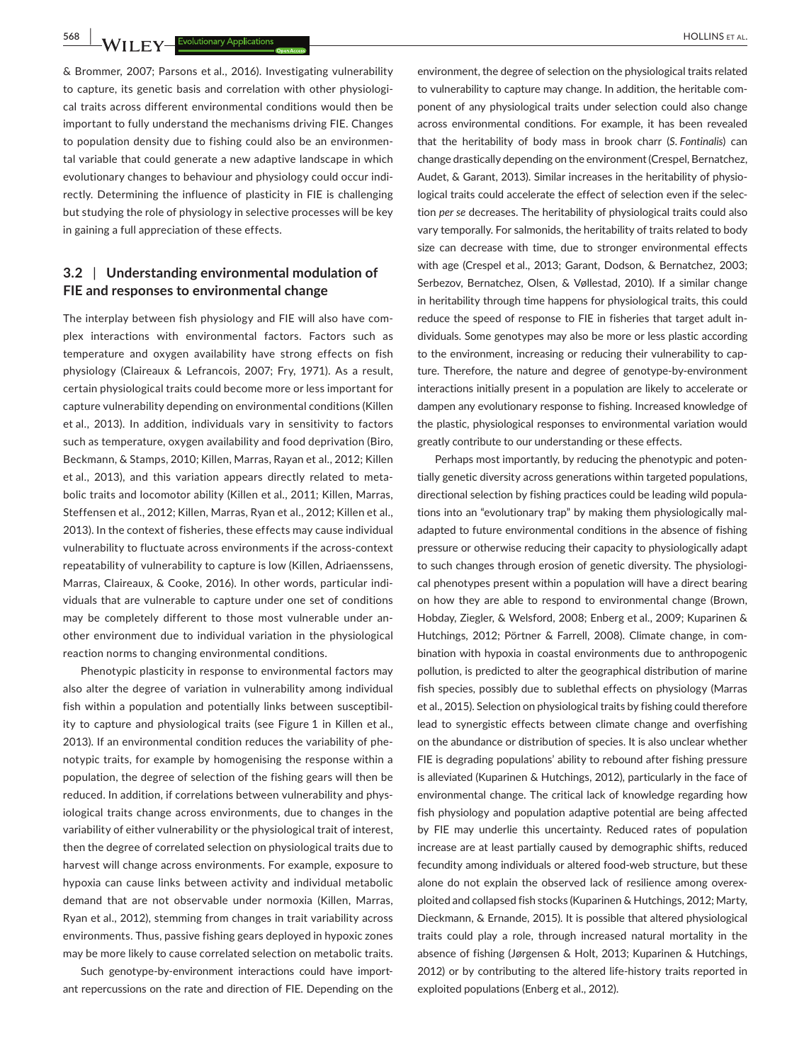& Brommer, 2007; Parsons et al., 2016). Investigating vulnerability to capture, its genetic basis and correlation with other physiological traits across different environmental conditions would then be important to fully understand the mechanisms driving FIE. Changes to population density due to fishing could also be an environmental variable that could generate a new adaptive landscape in which evolutionary changes to behaviour and physiology could occur indirectly. Determining the influence of plasticity in FIE is challenging but studying the role of physiology in selective processes will be key in gaining a full appreciation of these effects.

### 3.2 | Understanding environmental modulation of FIE and responses to environmental change

The interplay between fish physiology and FIE will also have complex interactions with environmental factors. Factors such as temperature and oxygen availability have strong effects on fish physiology (Claireaux & Lefrancois, 2007; Fry, 1971). As a result, certain physiological traits could become more or less important for capture vulnerability depending on environmental conditions (Killen et al., 2013). In addition, individuals vary in sensitivity to factors such as temperature, oxygen availability and food deprivation (Biro, Beckmann, & Stamps, 2010; Killen, Marras, Rayan et al., 2012; Killen et al., 2013), and this variation appears directly related to metabolic traits and locomotor ability (Killen et al., 2011; Killen, Marras, Steffensen et al., 2012; Killen, Marras, Ryan et al., 2012; Killen et al., 2013). In the context of fisheries, these effects may cause individual vulnerability to fluctuate across environments if the across-context repeatability of vulnerability to capture is low (Killen, Adriaenssens, Marras, Claireaux, & Cooke, 2016). In other words, particular individuals that are vulnerable to capture under one set of conditions may be completely different to those most vulnerable under another environment due to individual variation in the physiological reaction norms to changing environmental conditions.

Phenotypic plasticity in response to environmental factors may also alter the degree of variation in vulnerability among individual fish within a population and potentially links between susceptibility to capture and physiological traits (see Figure 1 in Killen et al., 2013). If an environmental condition reduces the variability of phenotypic traits, for example by homogenising the response within a population, the degree of selection of the fishing gears will then be reduced. In addition, if correlations between vulnerability and physiological traits change across environments, due to changes in the variability of either vulnerability or the physiological trait of interest, then the degree of correlated selection on physiological traits due to harvest will change across environments. For example, exposure to hypoxia can cause links between activity and individual metabolic demand that are not observable under normoxia (Killen, Marras, Ryan et al., 2012), stemming from changes in trait variability across environments. Thus, passive fishing gears deployed in hypoxic zones may be more likely to cause correlated selection on metabolic traits.

Such genotype-by-environment interactions could have important repercussions on the rate and direction of FIE. Depending on the environment, the degree of selection on the physiological traits related to vulnerability to capture may change. In addition, the heritable component of any physiological traits under selection could also change across environmental conditions. For example, it has been revealed that the heritability of body mass in brook charr (*S. Fontinalis*) can change drastically depending on the environment (Crespel, Bernatchez, Audet, & Garant, 2013). Similar increases in the heritability of physiological traits could accelerate the effect of selection even if the selection *per se* decreases. The heritability of physiological traits could also vary temporally. For salmonids, the heritability of traits related to body size can decrease with time, due to stronger environmental effects with age (Crespel et al., 2013; Garant, Dodson, & Bernatchez, 2003; Serbezov, Bernatchez, Olsen, & Vøllestad, 2010). If a similar change in heritability through time happens for physiological traits, this could reduce the speed of response to FIE in fisheries that target adult individuals. Some genotypes may also be more or less plastic according to the environment, increasing or reducing their vulnerability to capture. Therefore, the nature and degree of genotype-by-environment interactions initially present in a population are likely to accelerate or dampen any evolutionary response to fishing. Increased knowledge of the plastic, physiological responses to environmental variation would greatly contribute to our understanding or these effects.

Perhaps most importantly, by reducing the phenotypic and potentially genetic diversity across generations within targeted populations, directional selection by fishing practices could be leading wild populations into an "evolutionary trap" by making them physiologically maladapted to future environmental conditions in the absence of fishing pressure or otherwise reducing their capacity to physiologically adapt to such changes through erosion of genetic diversity. The physiological phenotypes present within a population will have a direct bearing on how they are able to respond to environmental change (Brown, Hobday, Ziegler, & Welsford, 2008; Enberg et al., 2009; Kuparinen & Hutchings, 2012; Pörtner & Farrell, 2008). Climate change, in combination with hypoxia in coastal environments due to anthropogenic pollution, is predicted to alter the geographical distribution of marine fish species, possibly due to sublethal effects on physiology (Marras et al., 2015). Selection on physiological traits by fishing could therefore lead to synergistic effects between climate change and overfishing on the abundance or distribution of species. It is also unclear whether FIE is degrading populations' ability to rebound after fishing pressure is alleviated (Kuparinen & Hutchings, 2012), particularly in the face of environmental change. The critical lack of knowledge regarding how fish physiology and population adaptive potential are being affected by FIE may underlie this uncertainty. Reduced rates of population increase are at least partially caused by demographic shifts, reduced fecundity among individuals or altered food-web structure, but these alone do not explain the observed lack of resilience among overexploited and collapsed fish stocks (Kuparinen & Hutchings, 2012; Marty, Dieckmann, & Ernande, 2015). It is possible that altered physiological traits could play a role, through increased natural mortality in the absence of fishing (Jørgensen & Holt, 2013; Kuparinen & Hutchings, 2012) or by contributing to the altered life-history traits reported in exploited populations (Enberg et al., 2012).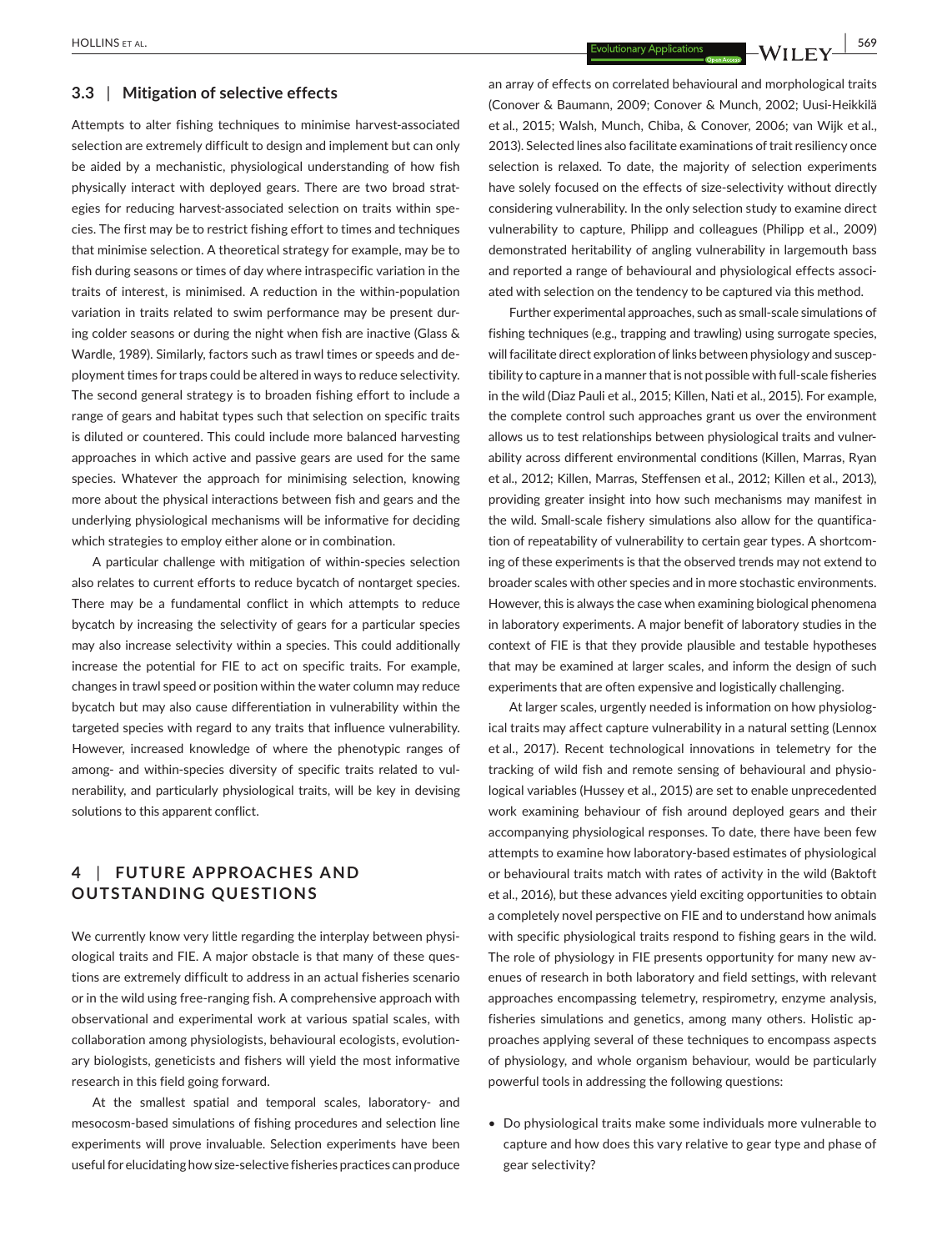### 3.3 | Mitigation of selective effects

Attempts to alter fishing techniques to minimise harvest-associated selection are extremely difficult to design and implement but can only be aided by a mechanistic, physiological understanding of how fish physically interact with deployed gears. There are two broad strategies for reducing harvest-associated selection on traits within species. The first may be to restrict fishing effort to times and techniques that minimise selection. A theoretical strategy for example, may be to fish during seasons or times of day where intraspecific variation in the traits of interest, is minimised. A reduction in the within-population variation in traits related to swim performance may be present during colder seasons or during the night when fish are inactive (Glass & Wardle, 1989). Similarly, factors such as trawl times or speeds and deployment times for traps could be altered in ways to reduce selectivity. The second general strategy is to broaden fishing effort to include a range of gears and habitat types such that selection on specific traits is diluted or countered. This could include more balanced harvesting approaches in which active and passive gears are used for the same species. Whatever the approach for minimising selection, knowing more about the physical interactions between fish and gears and the underlying physiological mechanisms will be informative for deciding which strategies to employ either alone or in combination.

A particular challenge with mitigation of within-species selection also relates to current efforts to reduce bycatch of nontarget species. There may be a fundamental conflict in which attempts to reduce bycatch by increasing the selectivity of gears for a particular species may also increase selectivity within a species. This could additionally increase the potential for FIE to act on specific traits. For example, changes in trawl speed or position within the water column may reduce bycatch but may also cause differentiation in vulnerability within the targeted species with regard to any traits that influence vulnerability. However, increased knowledge of where the phenotypic ranges of among- and within-species diversity of specific traits related to vulnerability, and particularly physiological traits, will be key in devising solutions to this apparent conflict.

## 4 | FUTURE APPROACHES AND OUTSTANDING QUESTIONS

We currently know very little regarding the interplay between physiological traits and FIE. A major obstacle is that many of these questions are extremely difficult to address in an actual fisheries scenario or in the wild using free-ranging fish. A comprehensive approach with observational and experimental work at various spatial scales, with collaboration among physiologists, behavioural ecologists, evolutionary biologists, geneticists and fishers will yield the most informative research in this field going forward.

At the smallest spatial and temporal scales, laboratory- and mesocosm-based simulations of fishing procedures and selection line experiments will prove invaluable. Selection experiments have been useful for elucidating how size-selective fisheries practices can produce an array of effects on correlated behavioural and morphological traits (Conover & Baumann, 2009; Conover & Munch, 2002; Uusi-Heikkilä et al., 2015; Walsh, Munch, Chiba, & Conover, 2006; van Wijk et al., 2013). Selected lines also facilitate examinations of trait resiliency once selection is relaxed. To date, the majority of selection experiments have solely focused on the effects of size-selectivity without directly considering vulnerability. In the only selection study to examine direct vulnerability to capture, Philipp and colleagues (Philipp et al., 2009) demonstrated heritability of angling vulnerability in largemouth bass and reported a range of behavioural and physiological effects associated with selection on the tendency to be captured via this method.

Further experimental approaches, such as small-scale simulations of fishing techniques (e.g., trapping and trawling) using surrogate species, will facilitate direct exploration of links between physiology and susceptibility to capture in a manner that is not possible with full-scale fisheries in the wild (Diaz Pauli et al., 2015; Killen, Nati et al., 2015). For example, the complete control such approaches grant us over the environment allows us to test relationships between physiological traits and vulnerability across different environmental conditions (Killen, Marras, Ryan et al., 2012; Killen, Marras, Steffensen et al., 2012; Killen et al., 2013), providing greater insight into how such mechanisms may manifest in the wild. Small-scale fishery simulations also allow for the quantification of repeatability of vulnerability to certain gear types. A shortcoming of these experiments is that the observed trends may not extend to broader scales with other species and in more stochastic environments. However, this is always the case when examining biological phenomena in laboratory experiments. A major benefit of laboratory studies in the context of FIE is that they provide plausible and testable hypotheses that may be examined at larger scales, and inform the design of such experiments that are often expensive and logistically challenging.

At larger scales, urgently needed is information on how physiological traits may affect capture vulnerability in a natural setting (Lennox et al., 2017). Recent technological innovations in telemetry for the tracking of wild fish and remote sensing of behavioural and physiological variables (Hussey et al., 2015) are set to enable unprecedented work examining behaviour of fish around deployed gears and their accompanying physiological responses. To date, there have been few attempts to examine how laboratory-based estimates of physiological or behavioural traits match with rates of activity in the wild (Baktoft et al., 2016), but these advances yield exciting opportunities to obtain a completely novel perspective on FIE and to understand how animals with specific physiological traits respond to fishing gears in the wild. The role of physiology in FIE presents opportunity for many new avenues of research in both laboratory and field settings, with relevant approaches encompassing telemetry, respirometry, enzyme analysis, fisheries simulations and genetics, among many others. Holistic approaches applying several of these techniques to encompass aspects of physiology, and whole organism behaviour, would be particularly powerful tools in addressing the following questions:

- Do physiological traits make some individuals more vulnerable to capture and how does this vary relative to gear type and phase of gear selectivity?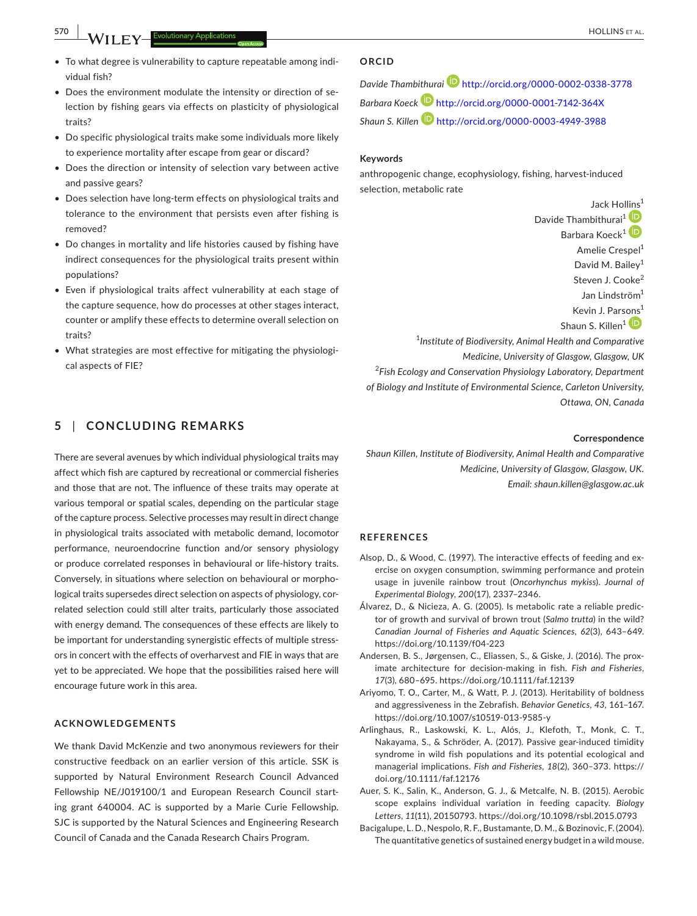- To what degree is vulnerability to capture repeatable among individual fish?
- Does the environment modulate the intensity or direction of selection by fishing gears via effects on plasticity of physiological traits?
- Do specific physiological traits make some individuals more likely to experience mortality after escape from gear or discard?
- Does the direction or intensity of selection vary between active and passive gears?
- Does selection have long-term effects on physiological traits and tolerance to the environment that persists even after fishing is removed?
- Do changes in mortality and life histories caused by fishing have indirect consequences for the physiological traits present within populations?
- Even if physiological traits affect vulnerability at each stage of the capture sequence, how do processes at other stages interact, counter or amplify these effects to determine overall selection on traits?
- What strategies are most effective for mitigating the physiological aspects of FIE?

## 5 | CONCLUDING REMARKS

There are several avenues by which individual physiological traits may affect which fish are captured by recreational or commercial fisheries and those that are not. The influence of these traits may operate at various temporal or spatial scales, depending on the particular stage of the capture process. Selective processes may result in direct change in physiological traits associated with metabolic demand, locomotor performance, neuroendocrine function and/or sensory physiology or produce correlated responses in behavioural or life-history traits. Conversely, in situations where selection on behavioural or morphological traits supersedes direct selection on aspects of physiology, correlated selection could still alter traits, particularly those associated with energy demand. The consequences of these effects are likely to be important for understanding synergistic effects of multiple stressors in concert with the effects of overharvest and FIE in ways that are yet to be appreciated. We hope that the possibilities raised here will encourage future work in this area.

### ACKNOWLEDGEMENTS

We thank David McKenzie and two anonymous reviewers for their constructive feedback on an earlier version of this article. SSK is supported by Natural Environment Research Council Advanced Fellowship NE/J019100/1 and European Research Council starting grant 640004. AC is supported by a Marie Curie Fellowship. SJC is supported by the Natural Sciences and Engineering Research Council of Canada and the Canada Research Chairs Program.

### ORCID

*Davide Thambithurai* http://orcid.org/0000-0002-0338-3778

*Barbara Koeck* http://orcid.org/0000-0001-7142-364X

*Shaun S. Killen* http://orcid.org/0000-0003-4949-3988

### Keywords

anthropogenic change, ecophysiology, fishing, harvest-induced selection, metabolic rate

Jack Hollins[1]
Davide Thambithurai[1]
Barbara Koeck[1]
Amelie Crespel[1]
David M. Bailey[1]
Steven J. Cooke[2]
Jan Lindström[1]
Kevin J. Parsons[1]
Shaun S. Killen[1]

[1]*Institute of Biodiversity, Animal Health and Comparative Medicine, University of Glasgow, Glasgow, UK*

[2]*Fish Ecology and Conservation Physiology Laboratory, Department of Biology and Institute of Environmental Science, Carleton University, Ottawa, ON, Canada*

**Correspondence**

*Shaun Killen, Institute of Biodiversity, Animal Health and Comparative Medicine, University of Glasgow, Glasgow, UK.*
*Email: shaun.killen@glasgow.ac.uk*

### REFERENCES

Alsop, D., & Wood, C. (1997). The interactive effects of feeding and exercise on oxygen consumption, swimming performance and protein usage in juvenile rainbow trout (*Oncorhynchus mykiss*). *Journal of Experimental Biology*, *200*(17), 2337–2346.

Álvarez, D., & Nicieza, A. G. (2005). Is metabolic rate a reliable predictor of growth and survival of brown trout (*Salmo trutta*) in the wild? *Canadian Journal of Fisheries and Aquatic Sciences*, *62*(3), 643–649. https://doi.org/10.1139/f04-223

Andersen, B. S., Jørgensen, C., Eliassen, S., & Giske, J. (2016). The proximate architecture for decision-making in fish. *Fish and Fisheries*, *17*(3), 680–695. https://doi.org/10.1111/faf.12139

Ariyomo, T. O., Carter, M., & Watt, P. J. (2013). Heritability of boldness and aggressiveness in the Zebrafish. *Behavior Genetics*, *43*, 161–167. https://doi.org/10.1007/s10519-013-9585-y

Arlinghaus, R., Laskowski, K. L., Alós, J., Klefoth, T., Monk, C. T., Nakayama, S., & Schröder, A. (2017). Passive gear-induced timidity syndrome in wild fish populations and its potential ecological and managerial implications. *Fish and Fisheries*, *18*(2), 360–373. https://doi.org/10.1111/faf.12176

Auer, S. K., Salin, K., Anderson, G. J., & Metcalfe, N. B. (2015). Aerobic scope explains individual variation in feeding capacity. *Biology Letters*, *11*(11), 20150793. https://doi.org/10.1098/rsbl.2015.0793

Bacigalupe, L. D., Nespolo, R. F., Bustamante, D. M., & Bozinovic, F. (2004). The quantitative genetics of sustained energy budget in a wild mouse.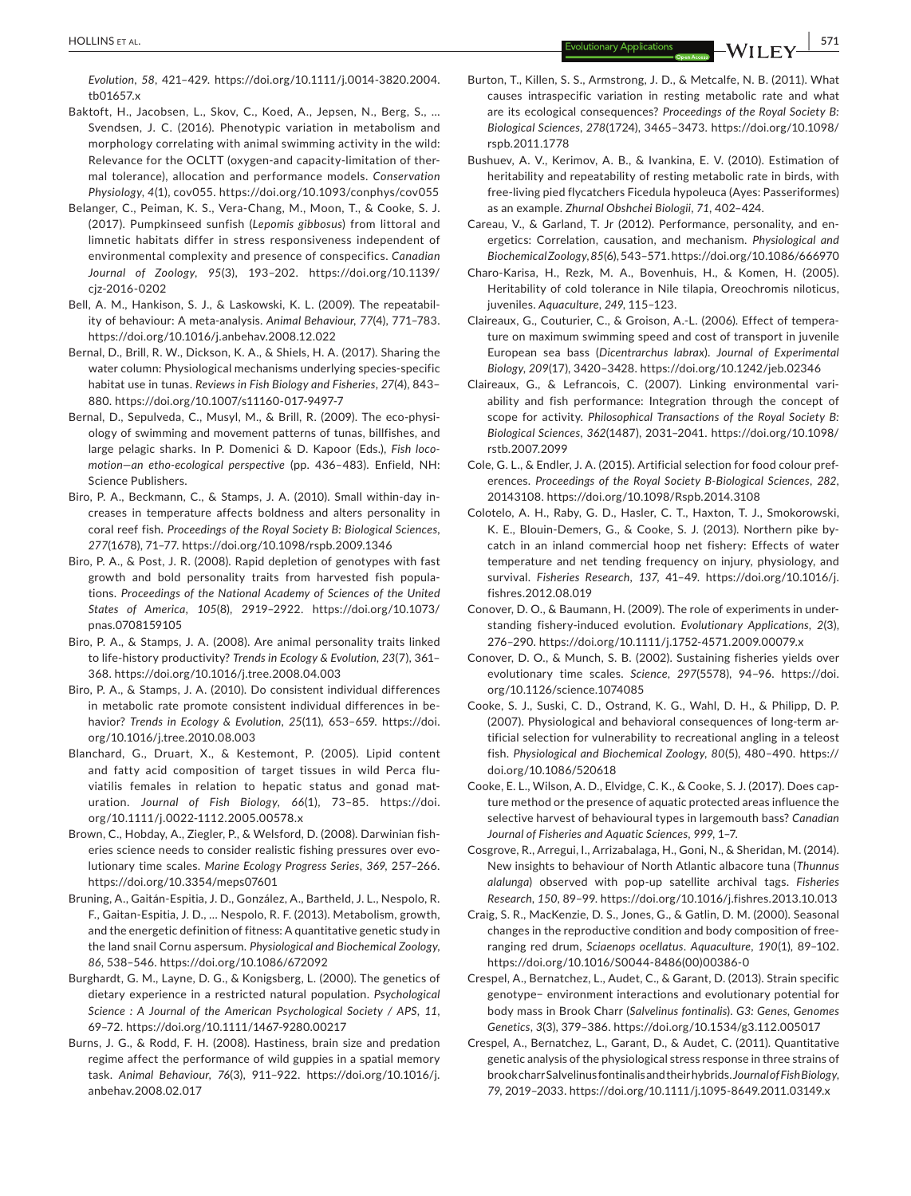*Evolution*, *58*, 421–429. https://doi.org/10.1111/j.0014-3820.2004.tb01657.x

Baktoft, H., Jacobsen, L., Skov, C., Koed, A., Jepsen, N., Berg, S., … Svendsen, J. C. (2016). Phenotypic variation in metabolism and morphology correlating with animal swimming activity in the wild: Relevance for the OCLTT (oxygen-and capacity-limitation of thermal tolerance), allocation and performance models. *Conservation Physiology*, *4*(1), cov055. https://doi.org/10.1093/conphys/cov055

Belanger, C., Peiman, K. S., Vera-Chang, M., Moon, T., & Cooke, S. J. (2017). Pumpkinseed sunfish (*Lepomis gibbosus*) from littoral and limnetic habitats differ in stress responsiveness independent of environmental complexity and presence of conspecifics. *Canadian Journal of Zoology*, *95*(3), 193–202. https://doi.org/10.1139/cjz-2016-0202

Bell, A. M., Hankison, S. J., & Laskowski, K. L. (2009). The repeatability of behaviour: A meta-analysis. *Animal Behaviour*, *77*(4), 771–783. https://doi.org/10.1016/j.anbehav.2008.12.022

Bernal, D., Brill, R. W., Dickson, K. A., & Shiels, H. A. (2017). Sharing the water column: Physiological mechanisms underlying species-specific habitat use in tunas. *Reviews in Fish Biology and Fisheries*, *27*(4), 843–880. https://doi.org/10.1007/s11160-017-9497-7

Bernal, D., Sepulveda, C., Musyl, M., & Brill, R. (2009). The eco-physiology of swimming and movement patterns of tunas, billfishes, and large pelagic sharks. In P. Domenici & D. Kapoor (Eds.), *Fish locomotion—an etho-ecological perspective* (pp. 436–483). Enfield, NH: Science Publishers.

Biro, P. A., Beckmann, C., & Stamps, J. A. (2010). Small within-day increases in temperature affects boldness and alters personality in coral reef fish. *Proceedings of the Royal Society B: Biological Sciences*, *277*(1678), 71–77. https://doi.org/10.1098/rspb.2009.1346

Biro, P. A., & Post, J. R. (2008). Rapid depletion of genotypes with fast growth and bold personality traits from harvested fish populations. *Proceedings of the National Academy of Sciences of the United States of America*, *105*(8), 2919–2922. https://doi.org/10.1073/pnas.0708159105

Biro, P. A., & Stamps, J. A. (2008). Are animal personality traits linked to life-history productivity? *Trends in Ecology & Evolution*, *23*(7), 361–368. https://doi.org/10.1016/j.tree.2008.04.003

Biro, P. A., & Stamps, J. A. (2010). Do consistent individual differences in metabolic rate promote consistent individual differences in behavior? *Trends in Ecology & Evolution*, *25*(11), 653–659. https://doi.org/10.1016/j.tree.2010.08.003

Blanchard, G., Druart, X., & Kestemont, P. (2005). Lipid content and fatty acid composition of target tissues in wild Perca fluviatilis females in relation to hepatic status and gonad maturation. *Journal of Fish Biology*, *66*(1), 73–85. https://doi.org/10.1111/j.0022-1112.2005.00578.x

Brown, C., Hobday, A., Ziegler, P., & Welsford, D. (2008). Darwinian fisheries science needs to consider realistic fishing pressures over evolutionary time scales. *Marine Ecology Progress Series*, *369*, 257–266. https://doi.org/10.3354/meps07601

Bruning, A., Gaitán-Espitia, J. D., González, A., Bartheld, J. L., Nespolo, R. F., Gaitan-Espitia, J. D., … Nespolo, R. F. (2013). Metabolism, growth, and the energetic definition of fitness: A quantitative genetic study in the land snail Cornu aspersum. *Physiological and Biochemical Zoology*, *86*, 538–546. https://doi.org/10.1086/672092

Burghardt, G. M., Layne, D. G., & Konigsberg, L. (2000). The genetics of dietary experience in a restricted natural population. *Psychological Science : A Journal of the American Psychological Society / APS*, *11*, 69–72. https://doi.org/10.1111/1467-9280.00217

Burns, J. G., & Rodd, F. H. (2008). Hastiness, brain size and predation regime affect the performance of wild guppies in a spatial memory task. *Animal Behaviour*, *76*(3), 911–922. https://doi.org/10.1016/j.anbehav.2008.02.017

Burton, T., Killen, S. S., Armstrong, J. D., & Metcalfe, N. B. (2011). What causes intraspecific variation in resting metabolic rate and what are its ecological consequences? *Proceedings of the Royal Society B: Biological Sciences*, *278*(1724), 3465–3473. https://doi.org/10.1098/rspb.2011.1778

Bushuev, A. V., Kerimov, A. B., & Ivankina, E. V. (2010). Estimation of heritability and repeatability of resting metabolic rate in birds, with free-living pied flycatchers Ficedula hypoleuca (Ayes: Passeriformes) as an example. *Zhurnal Obshchei Biologii*, *71*, 402–424.

Careau, V., & Garland, T. Jr (2012). Performance, personality, and energetics: Correlation, causation, and mechanism. *Physiological and Biochemical Zoology*, *85*(6), 543–571. https://doi.org/10.1086/666970

Charo-Karisa, H., Rezk, M. A., Bovenhuis, H., & Komen, H. (2005). Heritability of cold tolerance in Nile tilapia, Oreochromis niloticus, juveniles. *Aquaculture*, *249*, 115–123.

Claireaux, G., Couturier, C., & Groison, A.-L. (2006). Effect of temperature on maximum swimming speed and cost of transport in juvenile European sea bass (*Dicentrarchus labrax*). *Journal of Experimental Biology*, *209*(17), 3420–3428. https://doi.org/10.1242/jeb.02346

Claireaux, G., & Lefrancois, C. (2007). Linking environmental variability and fish performance: Integration through the concept of scope for activity. *Philosophical Transactions of the Royal Society B: Biological Sciences*, *362*(1487), 2031–2041. https://doi.org/10.1098/rstb.2007.2099

Cole, G. L., & Endler, J. A. (2015). Artificial selection for food colour preferences. *Proceedings of the Royal Society B-Biological Sciences*, *282*, 20143108. https://doi.org/10.1098/Rspb.2014.3108

Colotelo, A. H., Raby, G. D., Hasler, C. T., Haxton, T. J., Smokorowski, K. E., Blouin-Demers, G., & Cooke, S. J. (2013). Northern pike bycatch in an inland commercial hoop net fishery: Effects of water temperature and net tending frequency on injury, physiology, and survival. *Fisheries Research*, *137*, 41–49. https://doi.org/10.1016/j.fishres.2012.08.019

Conover, D. O., & Baumann, H. (2009). The role of experiments in understanding fishery-induced evolution. *Evolutionary Applications*, *2*(3), 276–290. https://doi.org/10.1111/j.1752-4571.2009.00079.x

Conover, D. O., & Munch, S. B. (2002). Sustaining fisheries yields over evolutionary time scales. *Science*, *297*(5578), 94–96. https://doi.org/10.1126/science.1074085

Cooke, S. J., Suski, C. D., Ostrand, K. G., Wahl, D. H., & Philipp, D. P. (2007). Physiological and behavioral consequences of long-term artificial selection for vulnerability to recreational angling in a teleost fish. *Physiological and Biochemical Zoology*, *80*(5), 480–490. https://doi.org/10.1086/520618

Cooke, E. L., Wilson, A. D., Elvidge, C. K., & Cooke, S. J. (2017). Does capture method or the presence of aquatic protected areas influence the selective harvest of behavioural types in largemouth bass? *Canadian Journal of Fisheries and Aquatic Sciences*, *999*, 1–7.

Cosgrove, R., Arregui, I., Arrizabalaga, H., Goni, N., & Sheridan, M. (2014). New insights to behaviour of North Atlantic albacore tuna (*Thunnus alalunga*) observed with pop-up satellite archival tags. *Fisheries Research*, *150*, 89–99. https://doi.org/10.1016/j.fishres.2013.10.013

Craig, S. R., MacKenzie, D. S., Jones, G., & Gatlin, D. M. (2000). Seasonal changes in the reproductive condition and body composition of free-ranging red drum, *Sciaenops ocellatus*. *Aquaculture*, *190*(1), 89–102. https://doi.org/10.1016/S0044-8486(00)00386-0

Crespel, A., Bernatchez, L., Audet, C., & Garant, D. (2013). Strain specific genotype– environment interactions and evolutionary potential for body mass in Brook Charr (*Salvelinus fontinalis*). *G3: Genes, Genomes Genetics*, *3*(3), 379–386. https://doi.org/10.1534/g3.112.005017

Crespel, A., Bernatchez, L., Garant, D., & Audet, C. (2011). Quantitative genetic analysis of the physiological stress response in three strains of brook charr Salvelinus fontinalis and their hybrids. *Journal of Fish Biology*, *79*, 2019–2033. https://doi.org/10.1111/j.1095-8649.2011.03149.x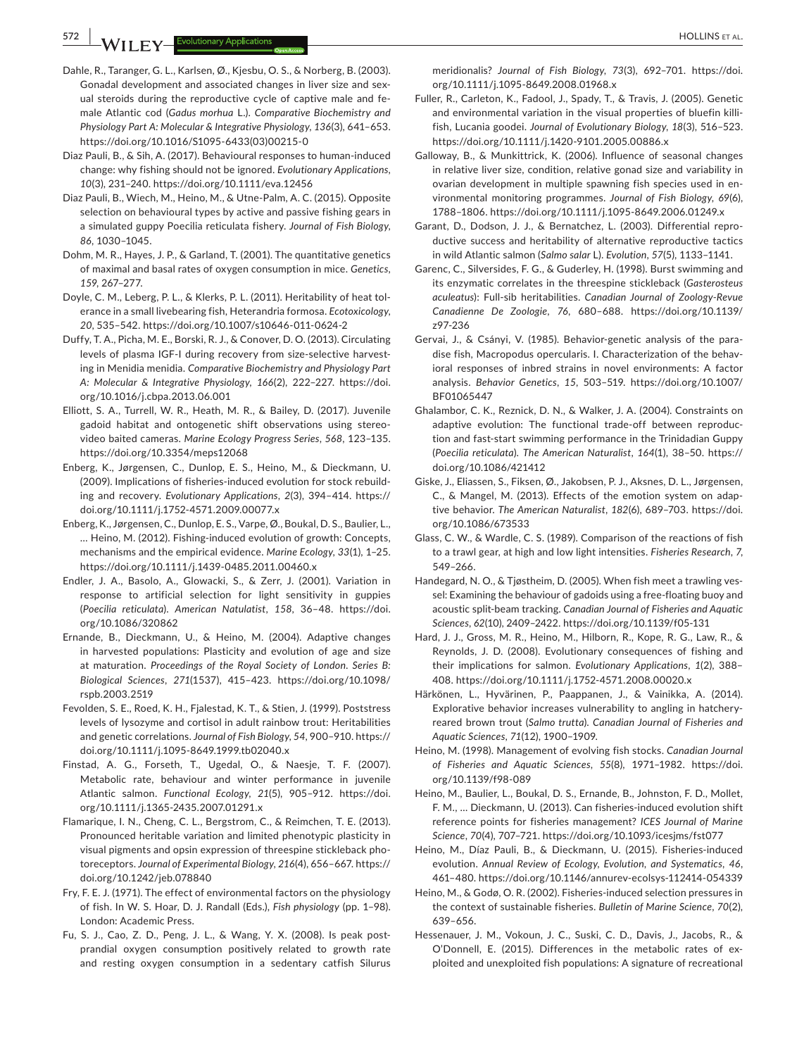Dahle, R., Taranger, G. L., Karlsen, Ø., Kjesbu, O. S., & Norberg, B. (2003). Gonadal development and associated changes in liver size and sexual steroids during the reproductive cycle of captive male and female Atlantic cod (*Gadus morhua* L.). *Comparative Biochemistry and Physiology Part A: Molecular & Integrative Physiology*, *136*(3), 641–653. https://doi.org/10.1016/S1095-6433(03)00215-0

Diaz Pauli, B., & Sih, A. (2017). Behavioural responses to human-induced change: why fishing should not be ignored. *Evolutionary Applications*, *10*(3), 231–240. https://doi.org/10.1111/eva.12456

Diaz Pauli, B., Wiech, M., Heino, M., & Utne-Palm, A. C. (2015). Opposite selection on behavioural types by active and passive fishing gears in a simulated guppy Poecilia reticulata fishery. *Journal of Fish Biology*, *86*, 1030–1045.

Dohm, M. R., Hayes, J. P., & Garland, T. (2001). The quantitative genetics of maximal and basal rates of oxygen consumption in mice. *Genetics*, *159*, 267–277.

Doyle, C. M., Leberg, P. L., & Klerks, P. L. (2011). Heritability of heat tolerance in a small livebearing fish, Heterandria formosa. *Ecotoxicology*, *20*, 535–542. https://doi.org/10.1007/s10646-011-0624-2

Duffy, T. A., Picha, M. E., Borski, R. J., & Conover, D. O. (2013). Circulating levels of plasma IGF-I during recovery from size-selective harvesting in Menidia menidia. *Comparative Biochemistry and Physiology Part A: Molecular & Integrative Physiology*, *166*(2), 222–227. https://doi.org/10.1016/j.cbpa.2013.06.001

Elliott, S. A., Turrell, W. R., Heath, M. R., & Bailey, D. (2017). Juvenile gadoid habitat and ontogenetic shift observations using stereo-video baited cameras. *Marine Ecology Progress Series*, *568*, 123–135. https://doi.org/10.3354/meps12068

Enberg, K., Jørgensen, C., Dunlop, E. S., Heino, M., & Dieckmann, U. (2009). Implications of fisheries-induced evolution for stock rebuilding and recovery. *Evolutionary Applications*, *2*(3), 394–414. https://doi.org/10.1111/j.1752-4571.2009.00077.x

Enberg, K., Jørgensen, C., Dunlop, E. S., Varpe, Ø., Boukal, D. S., Baulier, L., … Heino, M. (2012). Fishing-induced evolution of growth: Concepts, mechanisms and the empirical evidence. *Marine Ecology*, *33*(1), 1–25. https://doi.org/10.1111/j.1439-0485.2011.00460.x

Endler, J. A., Basolo, A., Glowacki, S., & Zerr, J. (2001). Variation in response to artificial selection for light sensitivity in guppies (*Poecilia reticulata*). *American Natulatist*, *158*, 36–48. https://doi.org/10.1086/320862

Ernande, B., Dieckmann, U., & Heino, M. (2004). Adaptive changes in harvested populations: Plasticity and evolution of age and size at maturation. *Proceedings of the Royal Society of London. Series B: Biological Sciences*, *271*(1537), 415–423. https://doi.org/10.1098/rspb.2003.2519

Fevolden, S. E., Roed, K. H., Fjalestad, K. T., & Stien, J. (1999). Poststress levels of lysozyme and cortisol in adult rainbow trout: Heritabilities and genetic correlations. *Journal of Fish Biology*, *54*, 900–910. https://doi.org/10.1111/j.1095-8649.1999.tb02040.x

Finstad, A. G., Forseth, T., Ugedal, O., & Naesje, T. F. (2007). Metabolic rate, behaviour and winter performance in juvenile Atlantic salmon. *Functional Ecology*, *21*(5), 905–912. https://doi.org/10.1111/j.1365-2435.2007.01291.x

Flamarique, I. N., Cheng, C. L., Bergstrom, C., & Reimchen, T. E. (2013). Pronounced heritable variation and limited phenotypic plasticity in visual pigments and opsin expression of threespine stickleback photoreceptors. *Journal of Experimental Biology*, *216*(4), 656–667. https://doi.org/10.1242/jeb.078840

Fry, F. E. J. (1971). The effect of environmental factors on the physiology of fish. In W. S. Hoar, D. J. Randall (Eds.), *Fish physiology* (pp. 1–98). London: Academic Press.

Fu, S. J., Cao, Z. D., Peng, J. L., & Wang, Y. X. (2008). Is peak postprandial oxygen consumption positively related to growth rate and resting oxygen consumption in a sedentary catfish Silurus meridionalis? *Journal of Fish Biology*, *73*(3), 692–701. https://doi.org/10.1111/j.1095-8649.2008.01968.x

Fuller, R., Carleton, K., Fadool, J., Spady, T., & Travis, J. (2005). Genetic and environmental variation in the visual properties of bluefin killifish, Lucania goodei. *Journal of Evolutionary Biology*, *18*(3), 516–523. https://doi.org/10.1111/j.1420-9101.2005.00886.x

Galloway, B., & Munkittrick, K. (2006). Influence of seasonal changes in relative liver size, condition, relative gonad size and variability in ovarian development in multiple spawning fish species used in environmental monitoring programmes. *Journal of Fish Biology*, *69*(6), 1788–1806. https://doi.org/10.1111/j.1095-8649.2006.01249.x

Garant, D., Dodson, J. J., & Bernatchez, L. (2003). Differential reproductive success and heritability of alternative reproductive tactics in wild Atlantic salmon (*Salmo salar* L). *Evolution*, *57*(5), 1133–1141.

Garenc, C., Silversides, F. G., & Guderley, H. (1998). Burst swimming and its enzymatic correlates in the threespine stickleback (*Gasterosteus aculeatus*): Full-sib heritabilities. *Canadian Journal of Zoology-Revue Canadienne De Zoologie*, *76*, 680–688. https://doi.org/10.1139/z97-236

Gervai, J., & Csányi, V. (1985). Behavior-genetic analysis of the paradise fish, Macropodus opercularis. I. Characterization of the behavioral responses of inbred strains in novel environments: A factor analysis. *Behavior Genetics*, *15*, 503–519. https://doi.org/10.1007/BF01065447

Ghalambor, C. K., Reznick, D. N., & Walker, J. A. (2004). Constraints on adaptive evolution: The functional trade-off between reproduction and fast-start swimming performance in the Trinidadian Guppy (*Poecilia reticulata*). *The American Naturalist*, *164*(1), 38–50. https://doi.org/10.1086/421412

Giske, J., Eliassen, S., Fiksen, Ø., Jakobsen, P. J., Aksnes, D. L., Jørgensen, C., & Mangel, M. (2013). Effects of the emotion system on adaptive behavior. *The American Naturalist*, *182*(6), 689–703. https://doi.org/10.1086/673533

Glass, C. W., & Wardle, C. S. (1989). Comparison of the reactions of fish to a trawl gear, at high and low light intensities. *Fisheries Research*, *7*, 549–266.

Handegard, N. O., & Tjøstheim, D. (2005). When fish meet a trawling vessel: Examining the behaviour of gadoids using a free-floating buoy and acoustic split-beam tracking. *Canadian Journal of Fisheries and Aquatic Sciences*, *62*(10), 2409–2422. https://doi.org/10.1139/f05-131

Hard, J. J., Gross, M. R., Heino, M., Hilborn, R., Kope, R. G., Law, R., & Reynolds, J. D. (2008). Evolutionary consequences of fishing and their implications for salmon. *Evolutionary Applications*, *1*(2), 388–408. https://doi.org/10.1111/j.1752-4571.2008.00020.x

Härkönen, L., Hyvärinen, P., Paappanen, J., & Vainikka, A. (2014). Explorative behavior increases vulnerability to angling in hatchery-reared brown trout (*Salmo trutta*). *Canadian Journal of Fisheries and Aquatic Sciences*, *71*(12), 1900–1909.

Heino, M. (1998). Management of evolving fish stocks. *Canadian Journal of Fisheries and Aquatic Sciences*, *55*(8), 1971–1982. https://doi.org/10.1139/f98-089

Heino, M., Baulier, L., Boukal, D. S., Ernande, B., Johnston, F. D., Mollet, F. M., … Dieckmann, U. (2013). Can fisheries-induced evolution shift reference points for fisheries management? *ICES Journal of Marine Science*, *70*(4), 707–721. https://doi.org/10.1093/icesjms/fst077

Heino, M., Díaz Pauli, B., & Dieckmann, U. (2015). Fisheries-induced evolution. *Annual Review of Ecology, Evolution, and Systematics*, *46*, 461–480. https://doi.org/10.1146/annurev-ecolsys-112414-054339

Heino, M., & Godø, O. R. (2002). Fisheries-induced selection pressures in the context of sustainable fisheries. *Bulletin of Marine Science*, *70*(2), 639–656.

Hessenauer, J. M., Vokoun, J. C., Suski, C. D., Davis, J., Jacobs, R., & O'Donnell, E. (2015). Differences in the metabolic rates of exploited and unexploited fish populations: A signature of recreational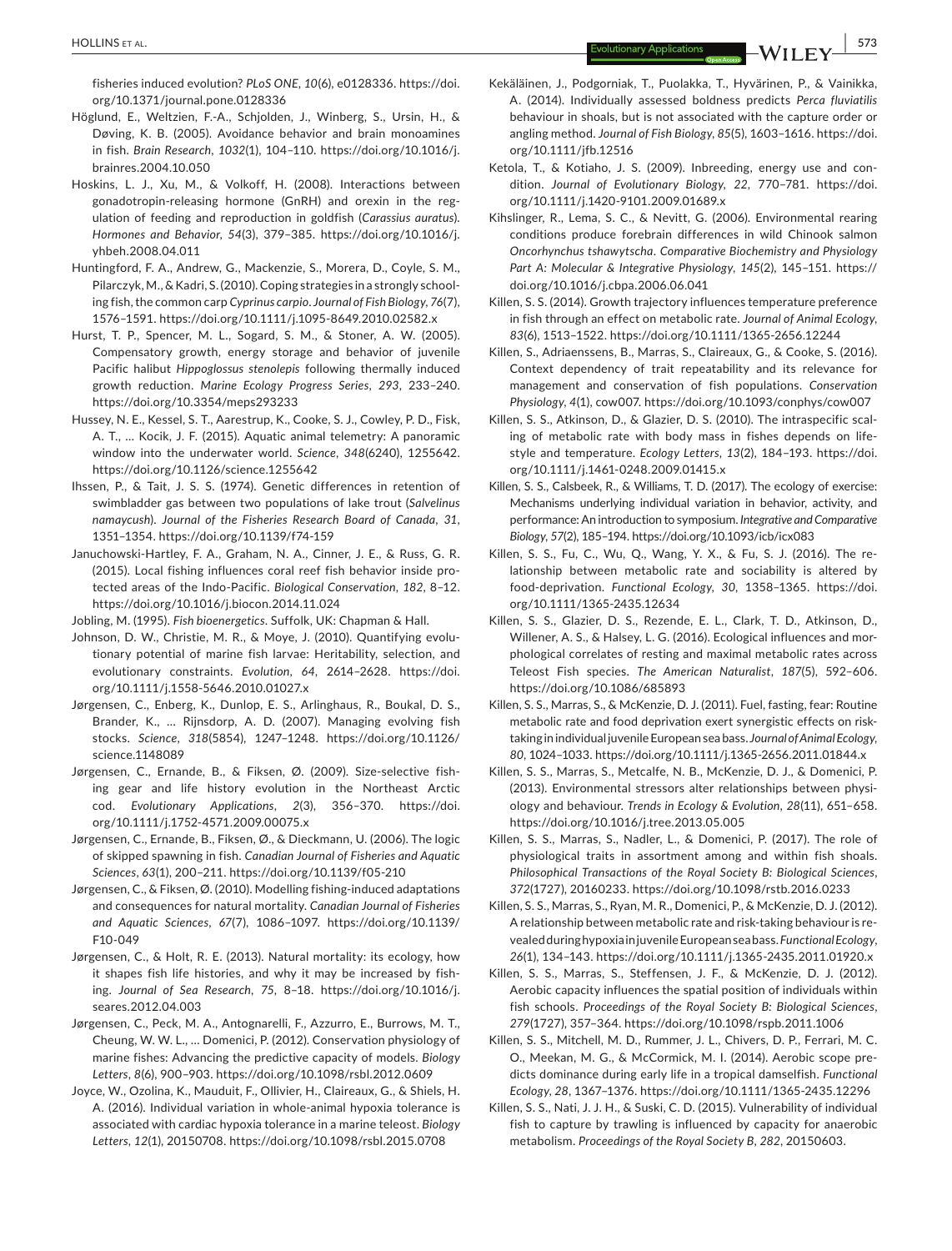fisheries induced evolution? *PLoS ONE*, *10*(6), e0128336. https://doi.org/10.1371/journal.pone.0128336

Höglund, E., Weltzien, F.-A., Schjolden, J., Winberg, S., Ursin, H., & Døving, K. B. (2005). Avoidance behavior and brain monoamines in fish. *Brain Research*, *1032*(1), 104–110. https://doi.org/10.1016/j.brainres.2004.10.050

Hoskins, L. J., Xu, M., & Volkoff, H. (2008). Interactions between gonadotropin-releasing hormone (GnRH) and orexin in the regulation of feeding and reproduction in goldfish (*Carassius auratus*). *Hormones and Behavior*, *54*(3), 379–385. https://doi.org/10.1016/j.yhbeh.2008.04.011

Huntingford, F. A., Andrew, G., Mackenzie, S., Morera, D., Coyle, S. M., Pilarczyk, M., & Kadri, S. (2010). Coping strategies in a strongly schooling fish, the common carp *Cyprinus carpio*. *Journal of Fish Biology*, *76*(7), 1576–1591. https://doi.org/10.1111/j.1095-8649.2010.02582.x

Hurst, T. P., Spencer, M. L., Sogard, S. M., & Stoner, A. W. (2005). Compensatory growth, energy storage and behavior of juvenile Pacific halibut *Hippoglossus stenolepis* following thermally induced growth reduction. *Marine Ecology Progress Series*, *293*, 233–240. https://doi.org/10.3354/meps293233

Hussey, N. E., Kessel, S. T., Aarestrup, K., Cooke, S. J., Cowley, P. D., Fisk, A. T., … Kocik, J. F. (2015). Aquatic animal telemetry: A panoramic window into the underwater world. *Science*, *348*(6240), 1255642. https://doi.org/10.1126/science.1255642

Ihssen, P., & Tait, J. S. S. (1974). Genetic differences in retention of swimbladder gas between two populations of lake trout (*Salvelinus namaycush*). *Journal of the Fisheries Research Board of Canada*, *31*, 1351–1354. https://doi.org/10.1139/f74-159

Januchowski-Hartley, F. A., Graham, N. A., Cinner, J. E., & Russ, G. R. (2015). Local fishing influences coral reef fish behavior inside protected areas of the Indo-Pacific. *Biological Conservation*, *182*, 8–12. https://doi.org/10.1016/j.biocon.2014.11.024

Jobling, M. (1995). *Fish bioenergetics*. Suffolk, UK: Chapman & Hall.

Johnson, D. W., Christie, M. R., & Moye, J. (2010). Quantifying evolutionary potential of marine fish larvae: Heritability, selection, and evolutionary constraints. *Evolution*, *64*, 2614–2628. https://doi.org/10.1111/j.1558-5646.2010.01027.x

Jørgensen, C., Enberg, K., Dunlop, E. S., Arlinghaus, R., Boukal, D. S., Brander, K., … Rijnsdorp, A. D. (2007). Managing evolving fish stocks. *Science*, *318*(5854), 1247–1248. https://doi.org/10.1126/science.1148089

Jørgensen, C., Ernande, B., & Fiksen, Ø. (2009). Size-selective fishing gear and life history evolution in the Northeast Arctic cod. *Evolutionary Applications*, *2*(3), 356–370. https://doi.org/10.1111/j.1752-4571.2009.00075.x

Jørgensen, C., Ernande, B., Fiksen, Ø., & Dieckmann, U. (2006). The logic of skipped spawning in fish. *Canadian Journal of Fisheries and Aquatic Sciences*, *63*(1), 200–211. https://doi.org/10.1139/f05-210

Jørgensen, C., & Fiksen, Ø. (2010). Modelling fishing-induced adaptations and consequences for natural mortality. *Canadian Journal of Fisheries and Aquatic Sciences*, *67*(7), 1086–1097. https://doi.org/10.1139/F10-049

Jørgensen, C., & Holt, R. E. (2013). Natural mortality: its ecology, how it shapes fish life histories, and why it may be increased by fishing. *Journal of Sea Research*, *75*, 8–18. https://doi.org/10.1016/j.seares.2012.04.003

Jørgensen, C., Peck, M. A., Antognarelli, F., Azzurro, E., Burrows, M. T., Cheung, W. W. L., … Domenici, P. (2012). Conservation physiology of marine fishes: Advancing the predictive capacity of models. *Biology Letters*, *8*(6), 900–903. https://doi.org/10.1098/rsbl.2012.0609

Joyce, W., Ozolina, K., Mauduit, F., Ollivier, H., Claireaux, G., & Shiels, H. A. (2016). Individual variation in whole-animal hypoxia tolerance is associated with cardiac hypoxia tolerance in a marine teleost. *Biology Letters*, *12*(1), 20150708. https://doi.org/10.1098/rsbl.2015.0708

Kekäläinen, J., Podgorniak, T., Puolakka, T., Hyvärinen, P., & Vainikka, A. (2014). Individually assessed boldness predicts *Perca fluviatilis* behaviour in shoals, but is not associated with the capture order or angling method. *Journal of Fish Biology*, *85*(5), 1603–1616. https://doi.org/10.1111/jfb.12516

Ketola, T., & Kotiaho, J. S. (2009). Inbreeding, energy use and condition. *Journal of Evolutionary Biology*, *22*, 770–781. https://doi.org/10.1111/j.1420-9101.2009.01689.x

Kihslinger, R., Lema, S. C., & Nevitt, G. (2006). Environmental rearing conditions produce forebrain differences in wild Chinook salmon *Oncorhynchus tshawytscha*. *Comparative Biochemistry and Physiology Part A: Molecular & Integrative Physiology*, *145*(2), 145–151. https://doi.org/10.1016/j.cbpa.2006.06.041

Killen, S. S. (2014). Growth trajectory influences temperature preference in fish through an effect on metabolic rate. *Journal of Animal Ecology*, *83*(6), 1513–1522. https://doi.org/10.1111/1365-2656.12244

Killen, S., Adriaenssens, B., Marras, S., Claireaux, G., & Cooke, S. (2016). Context dependency of trait repeatability and its relevance for management and conservation of fish populations. *Conservation Physiology*, *4*(1), cow007. https://doi.org/10.1093/conphys/cow007

Killen, S. S., Atkinson, D., & Glazier, D. S. (2010). The intraspecific scaling of metabolic rate with body mass in fishes depends on lifestyle and temperature. *Ecology Letters*, *13*(2), 184–193. https://doi.org/10.1111/j.1461-0248.2009.01415.x

Killen, S. S., Calsbeek, R., & Williams, T. D. (2017). The ecology of exercise: Mechanisms underlying individual variation in behavior, activity, and performance: An introduction to symposium. *Integrative and Comparative Biology*, *57*(2), 185–194. https://doi.org/10.1093/icb/icx083

Killen, S. S., Fu, C., Wu, Q., Wang, Y. X., & Fu, S. J. (2016). The relationship between metabolic rate and sociability is altered by food-deprivation. *Functional Ecology*, *30*, 1358–1365. https://doi.org/10.1111/1365-2435.12634

Killen, S. S., Glazier, D. S., Rezende, E. L., Clark, T. D., Atkinson, D., Willener, A. S., & Halsey, L. G. (2016). Ecological influences and morphological correlates of resting and maximal metabolic rates across Teleost Fish species. *The American Naturalist*, *187*(5), 592–606. https://doi.org/10.1086/685893

Killen, S. S., Marras, S., & McKenzie, D. J. (2011). Fuel, fasting, fear: Routine metabolic rate and food deprivation exert synergistic effects on risk-taking in individual juvenile European sea bass. *Journal of Animal Ecology*, *80*, 1024–1033. https://doi.org/10.1111/j.1365-2656.2011.01844.x

Killen, S. S., Marras, S., Metcalfe, N. B., McKenzie, D. J., & Domenici, P. (2013). Environmental stressors alter relationships between physiology and behaviour. *Trends in Ecology & Evolution*, *28*(11), 651–658. https://doi.org/10.1016/j.tree.2013.05.005

Killen, S. S., Marras, S., Nadler, L., & Domenici, P. (2017). The role of physiological traits in assortment among and within fish shoals. *Philosophical Transactions of the Royal Society B: Biological Sciences*, *372*(1727), 20160233. https://doi.org/10.1098/rstb.2016.0233

Killen, S. S., Marras, S., Ryan, M. R., Domenici, P., & McKenzie, D. J. (2012). A relationship between metabolic rate and risk-taking behaviour is revealed during hypoxia in juvenile European sea bass. *Functional Ecology*, *26*(1), 134–143. https://doi.org/10.1111/j.1365-2435.2011.01920.x

Killen, S. S., Marras, S., Steffensen, J. F., & McKenzie, D. J. (2012). Aerobic capacity influences the spatial position of individuals within fish schools. *Proceedings of the Royal Society B: Biological Sciences*, *279*(1727), 357–364. https://doi.org/10.1098/rspb.2011.1006

Killen, S. S., Mitchell, M. D., Rummer, J. L., Chivers, D. P., Ferrari, M. C. O., Meekan, M. G., & McCormick, M. I. (2014). Aerobic scope predicts dominance during early life in a tropical damselfish. *Functional Ecology*, *28*, 1367–1376. https://doi.org/10.1111/1365-2435.12296

Killen, S. S., Nati, J. J. H., & Suski, C. D. (2015). Vulnerability of individual fish to capture by trawling is influenced by capacity for anaerobic metabolism. *Proceedings of the Royal Society B*, *282*, 20150603.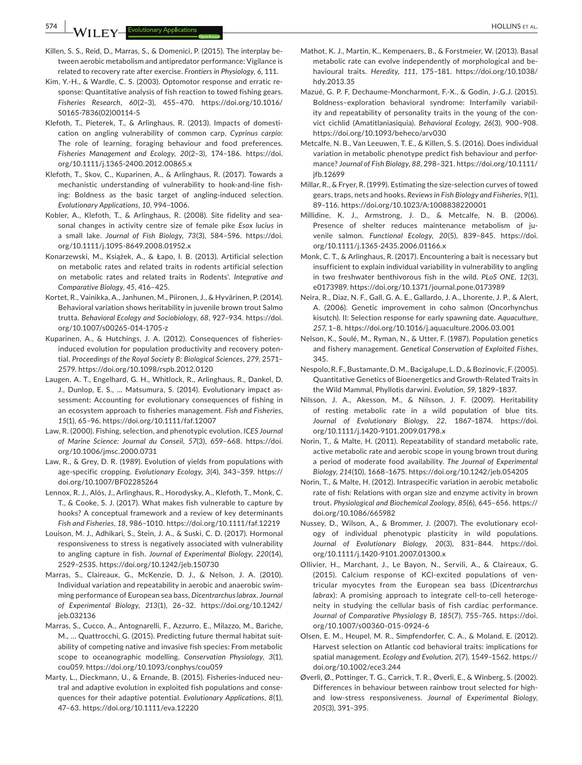Killen, S. S., Reid, D., Marras, S., & Domenici, P. (2015). The interplay between aerobic metabolism and antipredator performance: Vigilance is related to recovery rate after exercise. *Frontiers in Physiology*, *6*, 111.

Kim, Y.-H., & Wardle, C. S. (2003). Optomotor response and erratic response: Quantitative analysis of fish reaction to towed fishing gears. *Fisheries Research*, *60*(2–3), 455–470. https://doi.org/10.1016/S0165-7836(02)00114-5

Klefoth, T., Pieterek, T., & Arlinghaus, R. (2013). Impacts of domestication on angling vulnerability of common carp, *Cyprinus carpio*: The role of learning, foraging behaviour and food preferences. *Fisheries Management and Ecology*, *20*(2–3), 174–186. https://doi.org/10.1111/j.1365-2400.2012.00865.x

Klefoth, T., Skov, C., Kuparinen, A., & Arlinghaus, R. (2017). Towards a mechanistic understanding of vulnerability to hook-and-line fishing: Boldness as the basic target of angling-induced selection. *Evolutionary Applications*, *10*, 994–1006.

Kobler, A., Klefoth, T., & Arlinghaus, R. (2008). Site fidelity and seasonal changes in activity centre size of female pike *Esox lucius* in a small lake. *Journal of Fish Biology*, *73*(3), 584–596. https://doi.org/10.1111/j.1095-8649.2008.01952.x

Konarzewski, M., Książek, A., & Łapo, I. B. (2013). Artificial selection on metabolic rates and related traits in rodents artificial selection on metabolic rates and related traits in Rodents'. *Integrative and Comparative Biology*, *45*, 416–425.

Kortet, R., Vainikka, A., Janhunen, M., Piironen, J., & Hyvärinen, P. (2014). Behavioral variation shows heritability in juvenile brown trout Salmo trutta. *Behavioral Ecology and Sociobiology*, *68*, 927–934. https://doi.org/10.1007/s00265-014-1705-z

Kuparinen, A., & Hutchings, J. A. (2012). Consequences of fisheries-induced evolution for population productivity and recovery potential. *Proceedings of the Royal Society B: Biological Sciences*, *279*, 2571–2579. https://doi.org/10.1098/rspb.2012.0120

Laugen, A. T., Engelhard, G. H., Whitlock, R., Arlinghaus, R., Dankel, D. J., Dunlop, E. S., … Matsumura, S. (2014). Evolutionary impact assessment: Accounting for evolutionary consequences of fishing in an ecosystem approach to fisheries management. *Fish and Fisheries*, *15*(1), 65–96. https://doi.org/10.1111/faf.12007

Law, R. (2000). Fishing, selection, and phenotypic evolution. *ICES Journal of Marine Science: Journal du Conseil*, *57*(3), 659–668. https://doi.org/10.1006/jmsc.2000.0731

Law, R., & Grey, D. R. (1989). Evolution of yields from populations with age-specific cropping. *Evolutionary Ecology*, *3*(4), 343–359. https://doi.org/10.1007/BF02285264

Lennox, R. J., Alós, J., Arlinghaus, R., Horodysky, A., Klefoth, T., Monk, C. T., & Cooke, S. J. (2017). What makes fish vulnerable to capture by hooks? A conceptual framework and a review of key determinants *Fish and Fisheries*, *18*, 986–1010. https://doi.org/10.1111/faf.12219

Louison, M. J., Adhikari, S., Stein, J. A., & Suski, C. D. (2017). Hormonal responsiveness to stress is negatively associated with vulnerability to angling capture in fish. *Journal of Experimental Biology*, *220*(14), 2529–2535. https://doi.org/10.1242/jeb.150730

Marras, S., Claireaux, G., McKenzie, D. J., & Nelson, J. A. (2010). Individual variation and repeatability in aerobic and anaerobic swimming performance of European sea bass, *Dicentrarchus labrax*. *Journal of Experimental Biology*, *213*(1), 26–32. https://doi.org/10.1242/jeb.032136

Marras, S., Cucco, A., Antognarelli, F., Azzurro, E., Milazzo, M., Bariche, M., … Quattrocchi, G. (2015). Predicting future thermal habitat suitability of competing native and invasive fish species: From metabolic scope to oceanographic modelling. *Conservation Physiology*, *3*(1), cou059. https://doi.org/10.1093/conphys/cou059

Marty, L., Dieckmann, U., & Ernande, B. (2015). Fisheries-induced neutral and adaptive evolution in exploited fish populations and consequences for their adaptive potential. *Evolutionary Applications*, *8*(1), 47–63. https://doi.org/10.1111/eva.12220

Mathot, K. J., Martin, K., Kempenaers, B., & Forstmeier, W. (2013). Basal metabolic rate can evolve independently of morphological and behavioural traits. *Heredity*, *111*, 175–181. https://doi.org/10.1038/hdy.2013.35

Mazué, G. P. F, Dechaume-Moncharmont, F.-X., & Godin, J-.G.J. (2015). Boldness–exploration behavioral syndrome: Interfamily variability and repeatability of personality traits in the young of the convict cichlid (Amatitlaniasiquia). *Behavioral Ecology*, *26*(3), 900–908. https://doi.org/10.1093/beheco/arv030

Metcalfe, N. B., Van Leeuwen, T. E., & Killen, S. S. (2016). Does individual variation in metabolic phenotype predict fish behaviour and performance? *Journal of Fish Biology*, *88*, 298–321. https://doi.org/10.1111/jfb.12699

Millar, R., & Fryer, R. (1999). Estimating the size-selection curves of towed gears, traps, nets and hooks. *Reviews in Fish Biology and Fisheries*, *9*(1), 89–116. https://doi.org/10.1023/A:1008838220001

Millidine, K. J., Armstrong, J. D., & Metcalfe, N. B. (2006). Presence of shelter reduces maintenance metabolism of juvenile salmon. *Functional Ecology*, *20*(5), 839–845. https://doi.org/10.1111/j.1365-2435.2006.01166.x

Monk, C. T., & Arlinghaus, R. (2017). Encountering a bait is necessary but insufficient to explain individual variability in vulnerability to angling in two freshwater benthivorous fish in the wild. *PLoS ONE*, *12*(3), e0173989. https://doi.org/10.1371/journal.pone.0173989

Neira, R., Diaz, N. F., Gall, G. A. E., Gallardo, J. A., Lhorente, J. P., & Alert, A. (2006). Genetic improvement in coho salmon (Oncorhynchus kisutch). II: Selection response for early spawning date. *Aquaculture*, *257*, 1–8. https://doi.org/10.1016/j.aquaculture.2006.03.001

Nelson, K., Soulé, M., Ryman, N., & Utter, F. (1987). Population genetics and fishery management. *Genetical Conservation of Exploited Fishes*, 345.

Nespolo, R. F., Bustamante, D. M., Bacigalupe, L. D., & Bozinovic, F. (2005). Quantitative Genetics of Bioenergetics and Growth-Related Traits in the Wild Mammal, Phyllotis darwini. *Evolution*, *59*, 1829–1837.

Nilsson, J. A., Akesson, M., & Nilsson, J. F. (2009). Heritability of resting metabolic rate in a wild population of blue tits. *Journal of Evolutionary Biology*, *22*, 1867–1874. https://doi.org/10.1111/j.1420-9101.2009.01798.x

Norin, T., & Malte, H. (2011). Repeatability of standard metabolic rate, active metabolic rate and aerobic scope in young brown trout during a period of moderate food availability. *The Journal of Experimental Biology*, *214*(10), 1668–1675. https://doi.org/10.1242/jeb.054205

Norin, T., & Malte, H. (2012). Intraspecific variation in aerobic metabolic rate of fish: Relations with organ size and enzyme activity in brown trout. *Physiological and Biochemical Zoology*, *85*(6), 645–656. https://doi.org/10.1086/665982

Nussey, D., Wilson, A., & Brommer, J. (2007). The evolutionary ecology of individual phenotypic plasticity in wild populations. *Journal of Evolutionary Biology*, *20*(3), 831–844. https://doi.org/10.1111/j.1420-9101.2007.01300.x

Ollivier, H., Marchant, J., Le Bayon, N., Servili, A., & Claireaux, G. (2015). Calcium response of KCl-excited populations of ventricular myocytes from the European sea bass (*Dicentrarchus labrax*): A promising approach to integrate cell-to-cell heterogeneity in studying the cellular basis of fish cardiac performance. *Journal of Comparative Physiology B*, *185*(7), 755–765. https://doi.org/10.1007/s00360-015-0924-6

Olsen, E. M., Heupel, M. R., Simpfendorfer, C. A., & Moland, E. (2012). Harvest selection on Atlantic cod behavioral traits: implications for spatial management. *Ecology and Evolution*, *2*(7), 1549–1562. https://doi.org/10.1002/ece3.244

Øverli, Ø., Pottinger, T. G., Carrick, T. R., Øverli, E., & Winberg, S. (2002). Differences in behaviour between rainbow trout selected for high- and low-stress responsiveness. *Journal of Experimental Biology*, *205*(3), 391–395.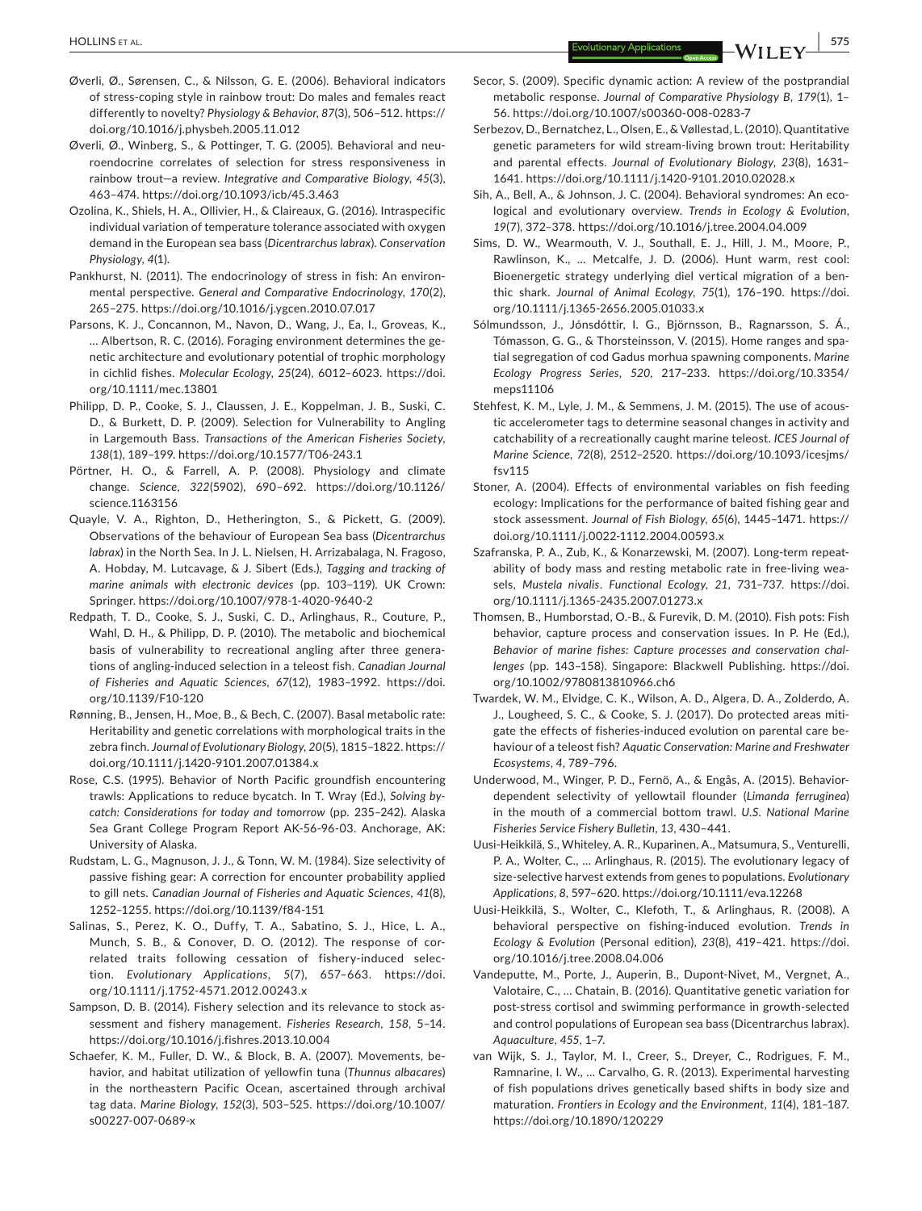Øverli, Ø., Sørensen, C., & Nilsson, G. E. (2006). Behavioral indicators of stress-coping style in rainbow trout: Do males and females react differently to novelty? *Physiology & Behavior*, *87*(3), 506–512. https://doi.org/10.1016/j.physbeh.2005.11.012

Øverli, Ø., Winberg, S., & Pottinger, T. G. (2005). Behavioral and neuroendocrine correlates of selection for stress responsiveness in rainbow trout—a review. *Integrative and Comparative Biology*, *45*(3), 463–474. https://doi.org/10.1093/icb/45.3.463

Ozolina, K., Shiels, H. A., Ollivier, H., & Claireaux, G. (2016). Intraspecific individual variation of temperature tolerance associated with oxygen demand in the European sea bass (*Dicentrarchus labrax*). *Conservation Physiology*, *4*(1).

Pankhurst, N. (2011). The endocrinology of stress in fish: An environmental perspective. *General and Comparative Endocrinology*, *170*(2), 265–275. https://doi.org/10.1016/j.ygcen.2010.07.017

Parsons, K. J., Concannon, M., Navon, D., Wang, J., Ea, I., Groveas, K., … Albertson, R. C. (2016). Foraging environment determines the genetic architecture and evolutionary potential of trophic morphology in cichlid fishes. *Molecular Ecology*, *25*(24), 6012–6023. https://doi.org/10.1111/mec.13801

Philipp, D. P., Cooke, S. J., Claussen, J. E., Koppelman, J. B., Suski, C. D., & Burkett, D. P. (2009). Selection for Vulnerability to Angling in Largemouth Bass. *Transactions of the American Fisheries Society*, *138*(1), 189–199. https://doi.org/10.1577/T06-243.1

Pörtner, H. O., & Farrell, A. P. (2008). Physiology and climate change. *Science*, *322*(5902), 690–692. https://doi.org/10.1126/science.1163156

Quayle, V. A., Righton, D., Hetherington, S., & Pickett, G. (2009). Observations of the behaviour of European Sea bass (*Dicentrarchus labrax*) in the North Sea. In J. L. Nielsen, H. Arrizabalaga, N. Fragoso, A. Hobday, M. Lutcavage, & J. Sibert (Eds.), *Tagging and tracking of marine animals with electronic devices* (pp. 103–119). UK Crown: Springer. https://doi.org/10.1007/978-1-4020-9640-2

Redpath, T. D., Cooke, S. J., Suski, C. D., Arlinghaus, R., Couture, P., Wahl, D. H., & Philipp, D. P. (2010). The metabolic and biochemical basis of vulnerability to recreational angling after three generations of angling-induced selection in a teleost fish. *Canadian Journal of Fisheries and Aquatic Sciences*, *67*(12), 1983–1992. https://doi.org/10.1139/F10-120

Rønning, B., Jensen, H., Moe, B., & Bech, C. (2007). Basal metabolic rate: Heritability and genetic correlations with morphological traits in the zebra finch. *Journal of Evolutionary Biology*, *20*(5), 1815–1822. https://doi.org/10.1111/j.1420-9101.2007.01384.x

Rose, C.S. (1995). Behavior of North Pacific groundfish encountering trawls: Applications to reduce bycatch. In T. Wray (Ed.), *Solving bycatch: Considerations for today and tomorrow* (pp. 235–242). Alaska Sea Grant College Program Report AK-56-96-03. Anchorage, AK: University of Alaska.

Rudstam, L. G., Magnuson, J. J., & Tonn, W. M. (1984). Size selectivity of passive fishing gear: A correction for encounter probability applied to gill nets. *Canadian Journal of Fisheries and Aquatic Sciences*, *41*(8), 1252–1255. https://doi.org/10.1139/f84-151

Salinas, S., Perez, K. O., Duffy, T. A., Sabatino, S. J., Hice, L. A., Munch, S. B., & Conover, D. O. (2012). The response of correlated traits following cessation of fishery-induced selection. *Evolutionary Applications*, *5*(7), 657–663. https://doi.org/10.1111/j.1752-4571.2012.00243.x

Sampson, D. B. (2014). Fishery selection and its relevance to stock assessment and fishery management. *Fisheries Research*, *158*, 5–14. https://doi.org/10.1016/j.fishres.2013.10.004

Schaefer, K. M., Fuller, D. W., & Block, B. A. (2007). Movements, behavior, and habitat utilization of yellowfin tuna (*Thunnus albacares*) in the northeastern Pacific Ocean, ascertained through archival tag data. *Marine Biology*, *152*(3), 503–525. https://doi.org/10.1007/s00227-007-0689-x

Secor, S. (2009). Specific dynamic action: A review of the postprandial metabolic response. *Journal of Comparative Physiology B*, *179*(1), 1–56. https://doi.org/10.1007/s00360-008-0283-7

Serbezov, D., Bernatchez, L., Olsen, E., & Vøllestad, L. (2010). Quantitative genetic parameters for wild stream-living brown trout: Heritability and parental effects. *Journal of Evolutionary Biology*, *23*(8), 1631–1641. https://doi.org/10.1111/j.1420-9101.2010.02028.x

Sih, A., Bell, A., & Johnson, J. C. (2004). Behavioral syndromes: An ecological and evolutionary overview. *Trends in Ecology & Evolution*, *19*(7), 372–378. https://doi.org/10.1016/j.tree.2004.04.009

Sims, D. W., Wearmouth, V. J., Southall, E. J., Hill, J. M., Moore, P., Rawlinson, K., … Metcalfe, J. D. (2006). Hunt warm, rest cool: Bioenergetic strategy underlying diel vertical migration of a benthic shark. *Journal of Animal Ecology*, *75*(1), 176–190. https://doi.org/10.1111/j.1365-2656.2005.01033.x

Sólmundsson, J., Jónsdóttir, I. G., Björnsson, B., Ragnarsson, S. Á., Tómasson, G. G., & Thorsteinsson, V. (2015). Home ranges and spatial segregation of cod Gadus morhua spawning components. *Marine Ecology Progress Series*, *520*, 217–233. https://doi.org/10.3354/meps11106

Stehfest, K. M., Lyle, J. M., & Semmens, J. M. (2015). The use of acoustic accelerometer tags to determine seasonal changes in activity and catchability of a recreationally caught marine teleost. *ICES Journal of Marine Science*, *72*(8), 2512–2520. https://doi.org/10.1093/icesjms/fsv115

Stoner, A. (2004). Effects of environmental variables on fish feeding ecology: Implications for the performance of baited fishing gear and stock assessment. *Journal of Fish Biology*, *65*(6), 1445–1471. https://doi.org/10.1111/j.0022-1112.2004.00593.x

Szafranska, P. A., Zub, K., & Konarzewski, M. (2007). Long-term repeatability of body mass and resting metabolic rate in free-living weasels, *Mustela nivalis*. *Functional Ecology*, *21*, 731–737. https://doi.org/10.1111/j.1365-2435.2007.01273.x

Thomsen, B., Humborstad, O.-B., & Furevik, D. M. (2010). Fish pots: Fish behavior, capture process and conservation issues. In P. He (Ed.), *Behavior of marine fishes: Capture processes and conservation challenges* (pp. 143–158). Singapore: Blackwell Publishing. https://doi.org/10.1002/9780813810966.ch6

Twardek, W. M., Elvidge, C. K., Wilson, A. D., Algera, D. A., Zolderdo, A. J., Lougheed, S. C., & Cooke, S. J. (2017). Do protected areas mitigate the effects of fisheries-induced evolution on parental care behaviour of a teleost fish? *Aquatic Conservation: Marine and Freshwater Ecosystems*, *4*, 789–796.

Underwood, M., Winger, P. D., Fernö, A., & Engås, A. (2015). Behavior-dependent selectivity of yellowtail flounder (*Limanda ferruginea*) in the mouth of a commercial bottom trawl. *U.S. National Marine Fisheries Service Fishery Bulletin*, *13*, 430–441.

Uusi-Heikkilä, S., Whiteley, A. R., Kuparinen, A., Matsumura, S., Venturelli, P. A., Wolter, C., … Arlinghaus, R. (2015). The evolutionary legacy of size-selective harvest extends from genes to populations. *Evolutionary Applications*, *8*, 597–620. https://doi.org/10.1111/eva.12268

Uusi-Heikkilä, S., Wolter, C., Klefoth, T., & Arlinghaus, R. (2008). A behavioral perspective on fishing-induced evolution. *Trends in Ecology & Evolution* (Personal edition), *23*(8), 419–421. https://doi.org/10.1016/j.tree.2008.04.006

Vandeputte, M., Porte, J., Auperin, B., Dupont-Nivet, M., Vergnet, A., Valotaire, C., … Chatain, B. (2016). Quantitative genetic variation for post-stress cortisol and swimming performance in growth-selected and control populations of European sea bass (Dicentrarchus labrax). *Aquaculture*, *455*, 1–7.

van Wijk, S. J., Taylor, M. I., Creer, S., Dreyer, C., Rodrigues, F. M., Ramnarine, I. W., … Carvalho, G. R. (2013). Experimental harvesting of fish populations drives genetically based shifts in body size and maturation. *Frontiers in Ecology and the Environment*, *11*(4), 181–187. https://doi.org/10.1890/120229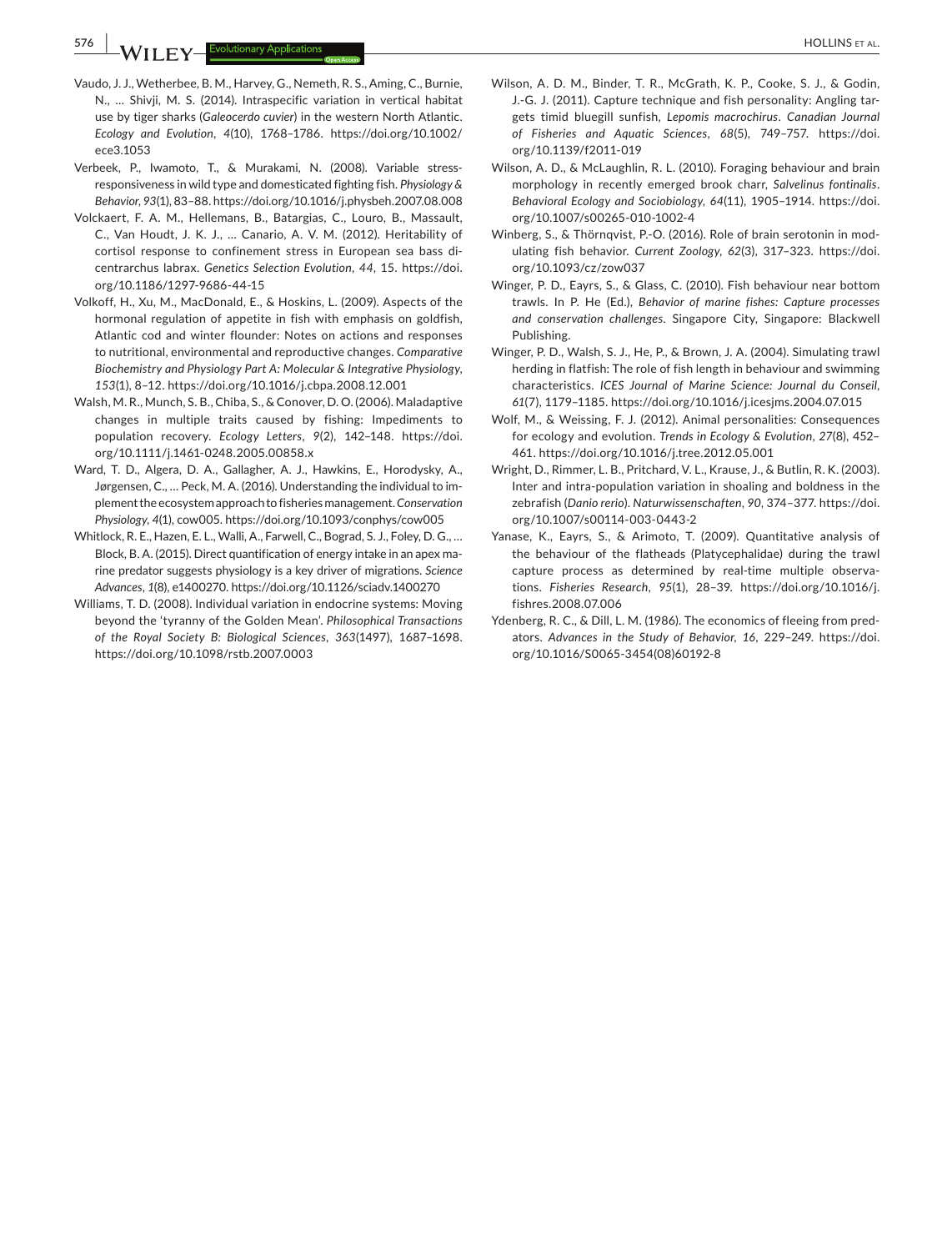Vaudo, J. J., Wetherbee, B. M., Harvey, G., Nemeth, R. S., Aming, C., Burnie, N., … Shivji, M. S. (2014). Intraspecific variation in vertical habitat use by tiger sharks (*Galeocerdo cuvier*) in the western North Atlantic. *Ecology and Evolution*, *4*(10), 1768–1786. https://doi.org/10.1002/ece3.1053

Verbeek, P., Iwamoto, T., & Murakami, N. (2008). Variable stress-responsiveness in wild type and domesticated fighting fish. *Physiology & Behavior*, *93*(1), 83–88. https://doi.org/10.1016/j.physbeh.2007.08.008

Volckaert, F. A. M., Hellemans, B., Batargias, C., Louro, B., Massault, C., Van Houdt, J. K. J., … Canario, A. V. M. (2012). Heritability of cortisol response to confinement stress in European sea bass dicentrarchus labrax. *Genetics Selection Evolution*, *44*, 15. https://doi.org/10.1186/1297-9686-44-15

Volkoff, H., Xu, M., MacDonald, E., & Hoskins, L. (2009). Aspects of the hormonal regulation of appetite in fish with emphasis on goldfish, Atlantic cod and winter flounder: Notes on actions and responses to nutritional, environmental and reproductive changes. *Comparative Biochemistry and Physiology Part A: Molecular & Integrative Physiology*, *153*(1), 8–12. https://doi.org/10.1016/j.cbpa.2008.12.001

Walsh, M. R., Munch, S. B., Chiba, S., & Conover, D. O. (2006). Maladaptive changes in multiple traits caused by fishing: Impediments to population recovery. *Ecology Letters*, *9*(2), 142–148. https://doi.org/10.1111/j.1461-0248.2005.00858.x

Ward, T. D., Algera, D. A., Gallagher, A. J., Hawkins, E., Horodysky, A., Jørgensen, C., … Peck, M. A. (2016). Understanding the individual to implement the ecosystem approach to fisheries management. *Conservation Physiology*, *4*(1), cow005. https://doi.org/10.1093/conphys/cow005

Whitlock, R. E., Hazen, E. L., Walli, A., Farwell, C., Bograd, S. J., Foley, D. G., … Block, B. A. (2015). Direct quantification of energy intake in an apex marine predator suggests physiology is a key driver of migrations. *Science Advances*, *1*(8), e1400270. https://doi.org/10.1126/sciadv.1400270

Williams, T. D. (2008). Individual variation in endocrine systems: Moving beyond the 'tyranny of the Golden Mean'. *Philosophical Transactions of the Royal Society B: Biological Sciences*, *363*(1497), 1687–1698. https://doi.org/10.1098/rstb.2007.0003

Wilson, A. D. M., Binder, T. R., McGrath, K. P., Cooke, S. J., & Godin, J.-G. J. (2011). Capture technique and fish personality: Angling targets timid bluegill sunfish, *Lepomis macrochirus*. *Canadian Journal of Fisheries and Aquatic Sciences*, *68*(5), 749–757. https://doi.org/10.1139/f2011-019

Wilson, A. D., & McLaughlin, R. L. (2010). Foraging behaviour and brain morphology in recently emerged brook charr, *Salvelinus fontinalis*. *Behavioral Ecology and Sociobiology*, *64*(11), 1905–1914. https://doi.org/10.1007/s00265-010-1002-4

Winberg, S., & Thörnqvist, P.-O. (2016). Role of brain serotonin in modulating fish behavior. *Current Zoology*, *62*(3), 317–323. https://doi.org/10.1093/cz/zow037

Winger, P. D., Eayrs, S., & Glass, C. (2010). Fish behaviour near bottom trawls. In P. He (Ed.), *Behavior of marine fishes: Capture processes and conservation challenges*. Singapore City, Singapore: Blackwell Publishing.

Winger, P. D., Walsh, S. J., He, P., & Brown, J. A. (2004). Simulating trawl herding in flatfish: The role of fish length in behaviour and swimming characteristics. *ICES Journal of Marine Science: Journal du Conseil*, *61*(7), 1179–1185. https://doi.org/10.1016/j.icesjms.2004.07.015

Wolf, M., & Weissing, F. J. (2012). Animal personalities: Consequences for ecology and evolution. *Trends in Ecology & Evolution*, *27*(8), 452–461. https://doi.org/10.1016/j.tree.2012.05.001

Wright, D., Rimmer, L. B., Pritchard, V. L., Krause, J., & Butlin, R. K. (2003). Inter and intra-population variation in shoaling and boldness in the zebrafish (*Danio rerio*). *Naturwissenschaften*, *90*, 374–377. https://doi.org/10.1007/s00114-003-0443-2

Yanase, K., Eayrs, S., & Arimoto, T. (2009). Quantitative analysis of the behaviour of the flatheads (Platycephalidae) during the trawl capture process as determined by real-time multiple observations. *Fisheries Research*, *95*(1), 28–39. https://doi.org/10.1016/j.fishres.2008.07.006

Ydenberg, R. C., & Dill, L. M. (1986). The economics of fleeing from predators. *Advances in the Study of Behavior*, *16*, 229–249. https://doi.org/10.1016/S0065-3454(08)60192-8